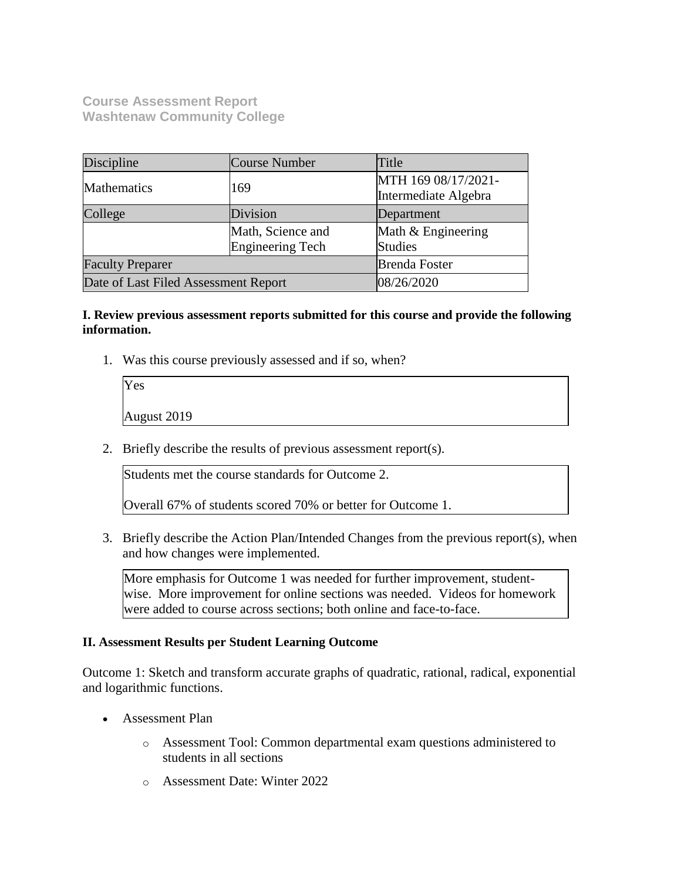**Course Assessment Report**
**Washtenaw Community College**

| Discipline | Course Number | Title |
|---|---|---|
| Mathematics | 169 | MTH 169 08/17/2021-Intermediate Algebra |
| College | Division | Department |
| | Math, Science and Engineering Tech | Math & Engineering Studies |
| Faculty Preparer | | Brenda Foster |
| Date of Last Filed Assessment Report | | 08/26/2020 |

**I. Review previous assessment reports submitted for this course and provide the following information.**

1. Was this course previously assessed and if so, when?

   Yes

   August 2019

2. Briefly describe the results of previous assessment report(s).

   Students met the course standards for Outcome 2.

   Overall 67% of students scored 70% or better for Outcome 1.

3. Briefly describe the Action Plan/Intended Changes from the previous report(s), when and how changes were implemented.

   More emphasis for Outcome 1 was needed for further improvement, student-wise. More improvement for online sections was needed. Videos for homework were added to course across sections; both online and face-to-face.

**II. Assessment Results per Student Learning Outcome**

Outcome 1: Sketch and transform accurate graphs of quadratic, rational, radical, exponential and logarithmic functions.

- Assessment Plan
  - Assessment Tool: Common departmental exam questions administered to students in all sections
  - Assessment Date: Winter 2022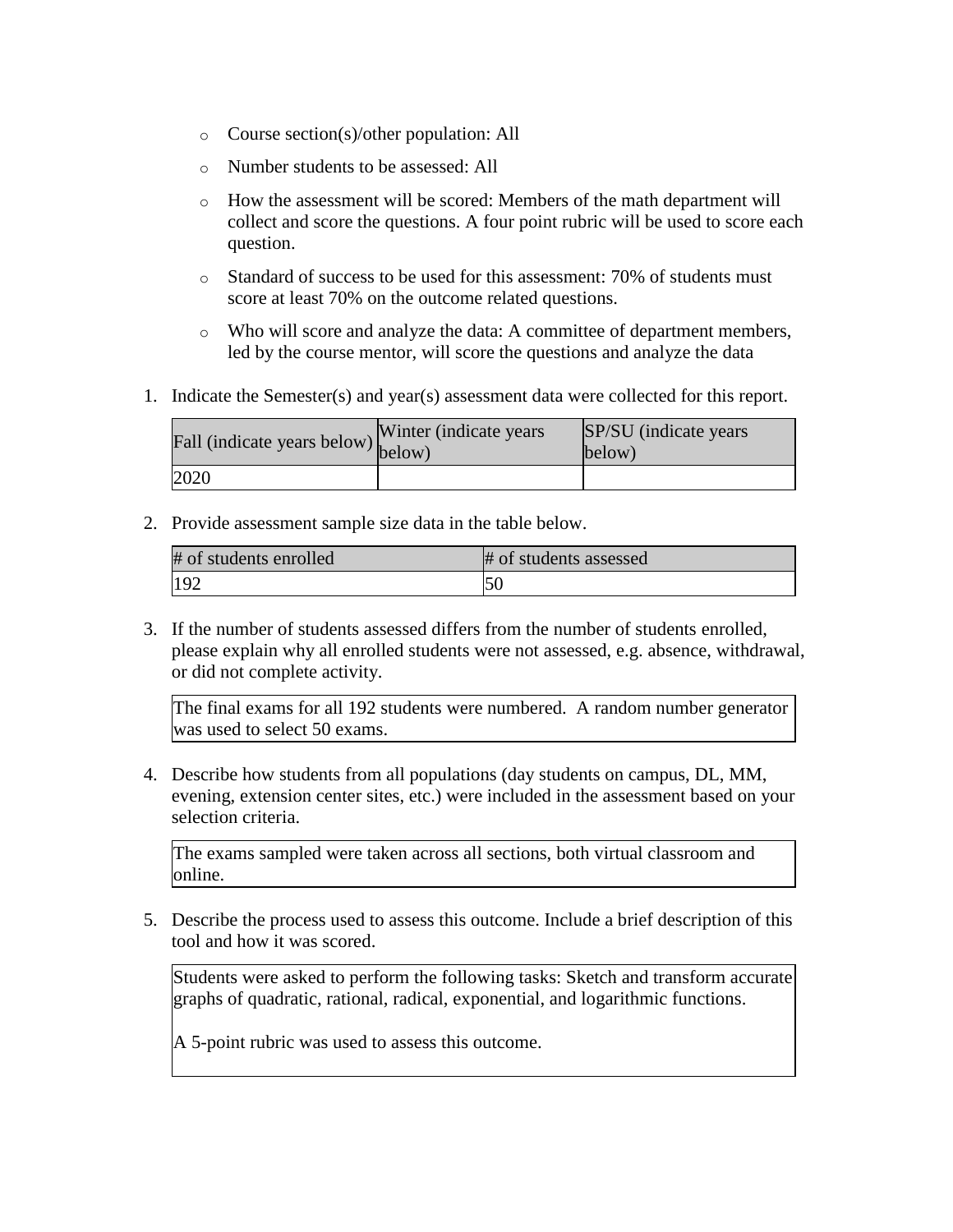- Course section(s)/other population: All
- Number students to be assessed: All
- How the assessment will be scored: Members of the math department will collect and score the questions. A four point rubric will be used to score each question.
- Standard of success to be used for this assessment: 70% of students must score at least 70% on the outcome related questions.
- Who will score and analyze the data: A committee of department members, led by the course mentor, will score the questions and analyze the data

1. Indicate the Semester(s) and year(s) assessment data were collected for this report.

| Fall (indicate years below) | Winter (indicate years below) | SP/SU (indicate years below) |
|---|---|---|
| 2020 | | |

2. Provide assessment sample size data in the table below.

| # of students enrolled | # of students assessed |
|---|---|
| 192 | 50 |

3. If the number of students assessed differs from the number of students enrolled, please explain why all enrolled students were not assessed, e.g. absence, withdrawal, or did not complete activity.

The final exams for all 192 students were numbered. A random number generator was used to select 50 exams.

4. Describe how students from all populations (day students on campus, DL, MM, evening, extension center sites, etc.) were included in the assessment based on your selection criteria.

The exams sampled were taken across all sections, both virtual classroom and online.

5. Describe the process used to assess this outcome. Include a brief description of this tool and how it was scored.

Students were asked to perform the following tasks: Sketch and transform accurate graphs of quadratic, rational, radical, exponential, and logarithmic functions.

A 5-point rubric was used to assess this outcome.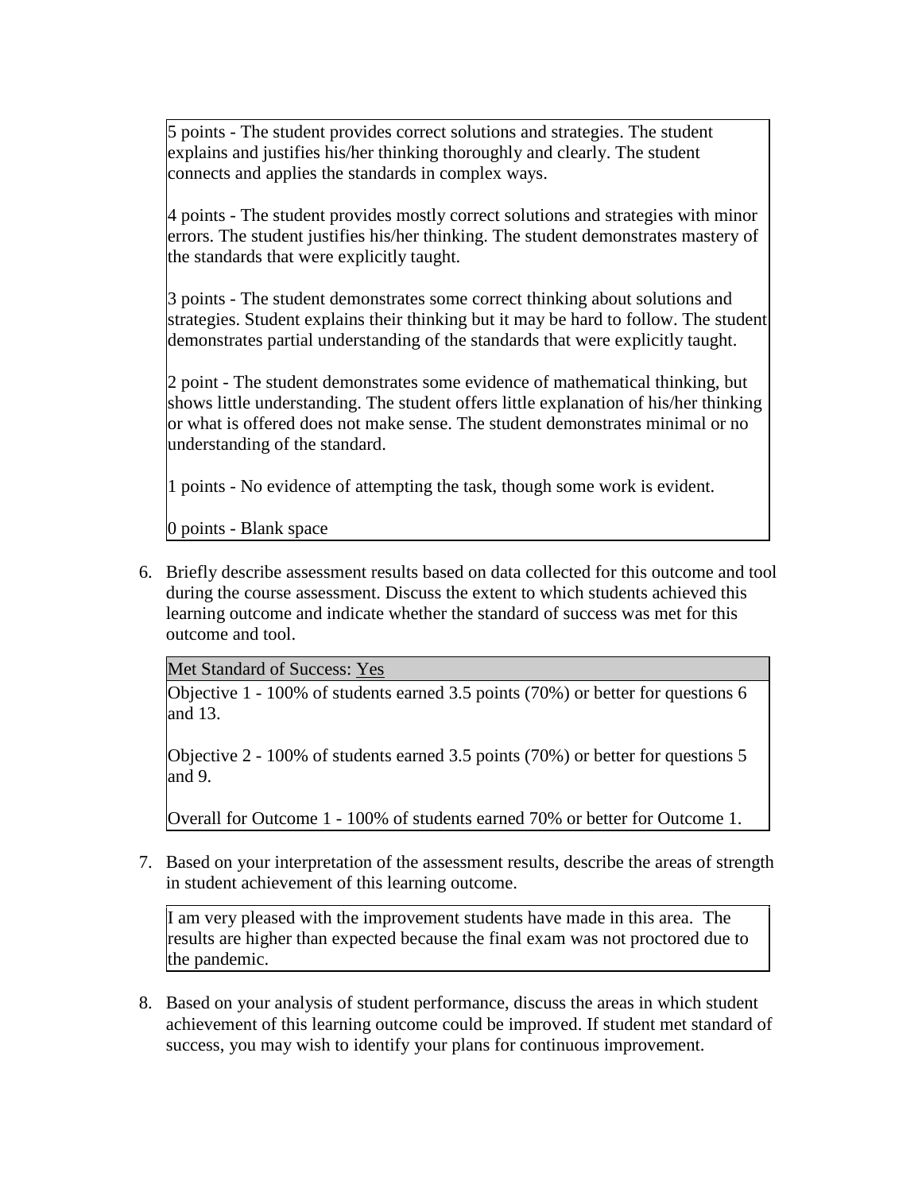5 points - The student provides correct solutions and strategies. The student explains and justifies his/her thinking thoroughly and clearly. The student connects and applies the standards in complex ways.

4 points - The student provides mostly correct solutions and strategies with minor errors. The student justifies his/her thinking. The student demonstrates mastery of the standards that were explicitly taught.

3 points - The student demonstrates some correct thinking about solutions and strategies. Student explains their thinking but it may be hard to follow. The student demonstrates partial understanding of the standards that were explicitly taught.

2 point - The student demonstrates some evidence of mathematical thinking, but shows little understanding. The student offers little explanation of his/her thinking or what is offered does not make sense. The student demonstrates minimal or no understanding of the standard.

1 points - No evidence of attempting the task, though some work is evident.

0 points - Blank space

6. Briefly describe assessment results based on data collected for this outcome and tool during the course assessment. Discuss the extent to which students achieved this learning outcome and indicate whether the standard of success was met for this outcome and tool.

Met Standard of Success: Yes

Objective 1 - 100% of students earned 3.5 points (70%) or better for questions 6 and 13.

Objective 2 - 100% of students earned 3.5 points (70%) or better for questions 5 and 9.

Overall for Outcome 1 - 100% of students earned 70% or better for Outcome 1.

7. Based on your interpretation of the assessment results, describe the areas of strength in student achievement of this learning outcome.

I am very pleased with the improvement students have made in this area. The results are higher than expected because the final exam was not proctored due to the pandemic.

8. Based on your analysis of student performance, discuss the areas in which student achievement of this learning outcome could be improved. If student met standard of success, you may wish to identify your plans for continuous improvement.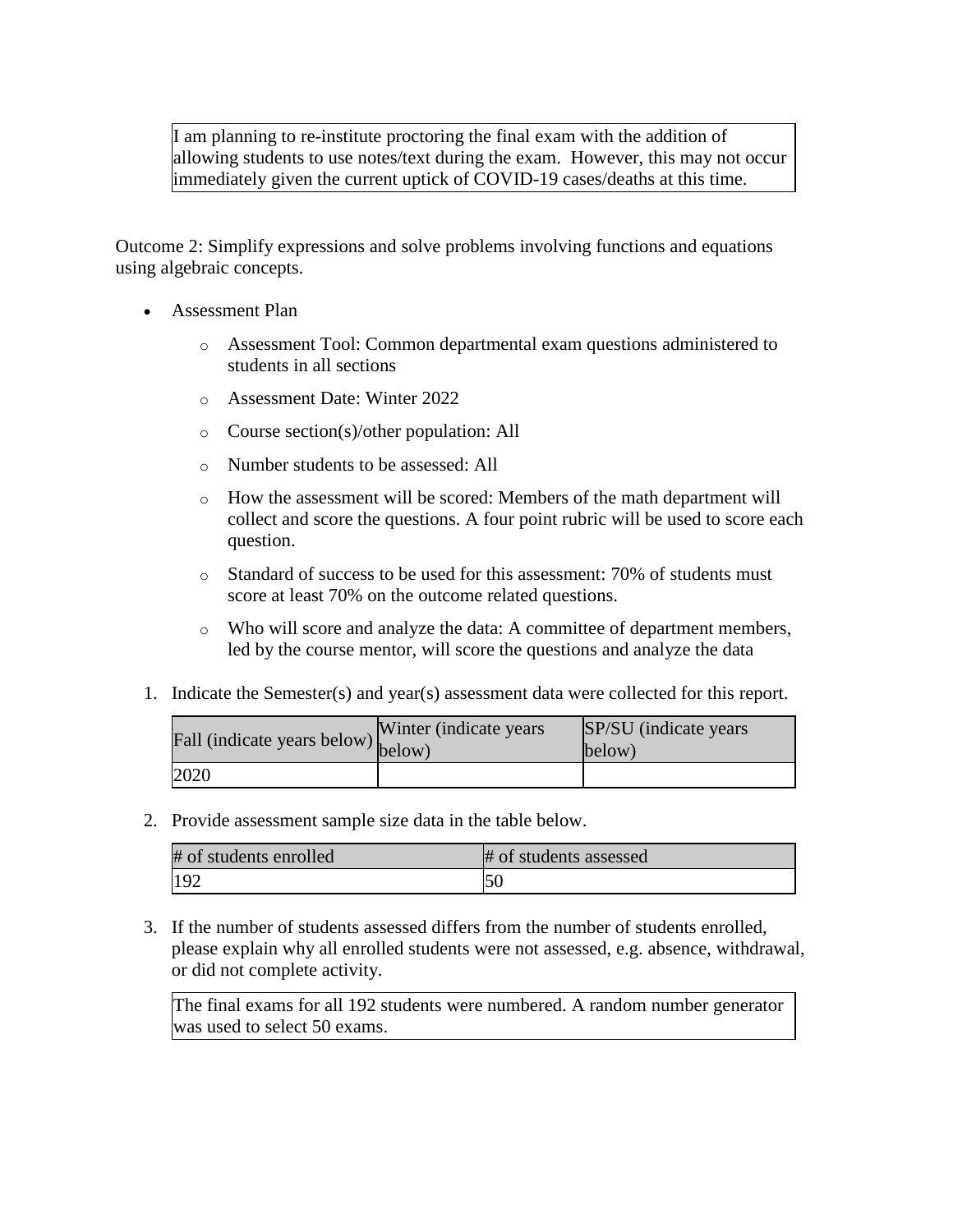I am planning to re-institute proctoring the final exam with the addition of allowing students to use notes/text during the exam. However, this may not occur immediately given the current uptick of COVID-19 cases/deaths at this time.

Outcome 2: Simplify expressions and solve problems involving functions and equations using algebraic concepts.

- Assessment Plan
  - Assessment Tool: Common departmental exam questions administered to students in all sections
  - Assessment Date: Winter 2022
  - Course section(s)/other population: All
  - Number students to be assessed: All
  - How the assessment will be scored: Members of the math department will collect and score the questions. A four point rubric will be used to score each question.
  - Standard of success to be used for this assessment: 70% of students must score at least 70% on the outcome related questions.
  - Who will score and analyze the data: A committee of department members, led by the course mentor, will score the questions and analyze the data

1. Indicate the Semester(s) and year(s) assessment data were collected for this report.

| Fall (indicate years below) | Winter (indicate years below) | SP/SU (indicate years below) |
|---|---|---|
| 2020 | | |

2. Provide assessment sample size data in the table below.

| # of students enrolled | # of students assessed |
|---|---|
| 192 | 50 |

3. If the number of students assessed differs from the number of students enrolled, please explain why all enrolled students were not assessed, e.g. absence, withdrawal, or did not complete activity.

The final exams for all 192 students were numbered. A random number generator was used to select 50 exams.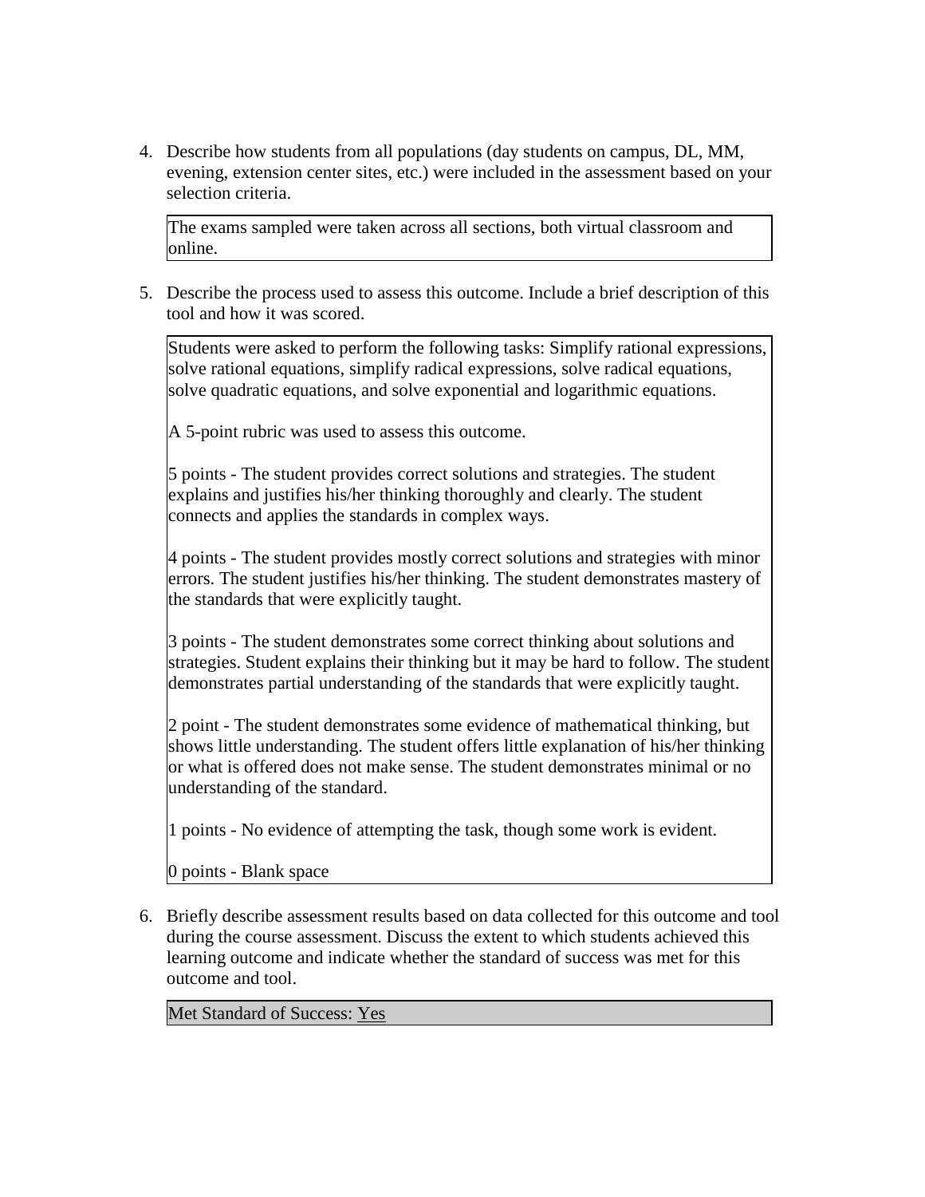4. Describe how students from all populations (day students on campus, DL, MM, evening, extension center sites, etc.) were included in the assessment based on your selection criteria.

   The exams sampled were taken across all sections, both virtual classroom and online.

5. Describe the process used to assess this outcome. Include a brief description of this tool and how it was scored.

   Students were asked to perform the following tasks: Simplify rational expressions, solve rational equations, simplify radical expressions, solve radical equations, solve quadratic equations, and solve exponential and logarithmic equations.

   A 5-point rubric was used to assess this outcome.

   5 points - The student provides correct solutions and strategies. The student explains and justifies his/her thinking thoroughly and clearly. The student connects and applies the standards in complex ways.

   4 points - The student provides mostly correct solutions and strategies with minor errors. The student justifies his/her thinking. The student demonstrates mastery of the standards that were explicitly taught.

   3 points - The student demonstrates some correct thinking about solutions and strategies. Student explains their thinking but it may be hard to follow. The student demonstrates partial understanding of the standards that were explicitly taught.

   2 point - The student demonstrates some evidence of mathematical thinking, but shows little understanding. The student offers little explanation of his/her thinking or what is offered does not make sense. The student demonstrates minimal or no understanding of the standard.

   1 points - No evidence of attempting the task, though some work is evident.

   0 points - Blank space

6. Briefly describe assessment results based on data collected for this outcome and tool during the course assessment. Discuss the extent to which students achieved this learning outcome and indicate whether the standard of success was met for this outcome and tool.

   Met Standard of Success: Yes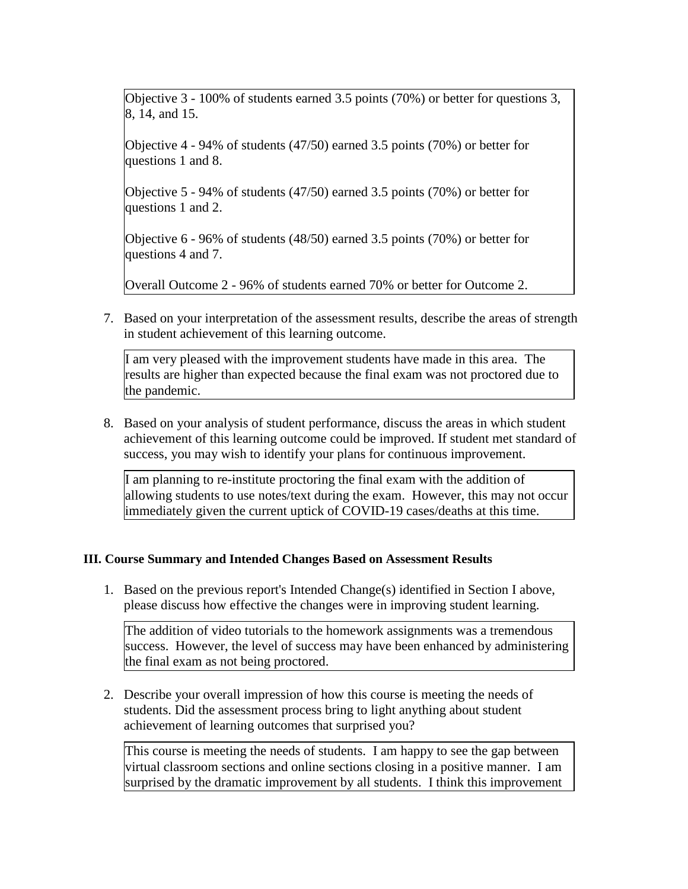Objective 3 - 100% of students earned 3.5 points (70%) or better for questions 3, 8, 14, and 15.

Objective 4 - 94% of students (47/50) earned 3.5 points (70%) or better for questions 1 and 8.

Objective 5 - 94% of students (47/50) earned 3.5 points (70%) or better for questions 1 and 2.

Objective 6 - 96% of students (48/50) earned 3.5 points (70%) or better for questions 4 and 7.

Overall Outcome 2 - 96% of students earned 70% or better for Outcome 2.

7. Based on your interpretation of the assessment results, describe the areas of strength in student achievement of this learning outcome.

   I am very pleased with the improvement students have made in this area. The results are higher than expected because the final exam was not proctored due to the pandemic.

8. Based on your analysis of student performance, discuss the areas in which student achievement of this learning outcome could be improved. If student met standard of success, you may wish to identify your plans for continuous improvement.

   I am planning to re-institute proctoring the final exam with the addition of allowing students to use notes/text during the exam. However, this may not occur immediately given the current uptick of COVID-19 cases/deaths at this time.

### III. Course Summary and Intended Changes Based on Assessment Results

1. Based on the previous report's Intended Change(s) identified in Section I above, please discuss how effective the changes were in improving student learning.

   The addition of video tutorials to the homework assignments was a tremendous success. However, the level of success may have been enhanced by administering the final exam as not being proctored.

2. Describe your overall impression of how this course is meeting the needs of students. Did the assessment process bring to light anything about student achievement of learning outcomes that surprised you?

   This course is meeting the needs of students. I am happy to see the gap between virtual classroom sections and online sections closing in a positive manner. I am surprised by the dramatic improvement by all students. I think this improvement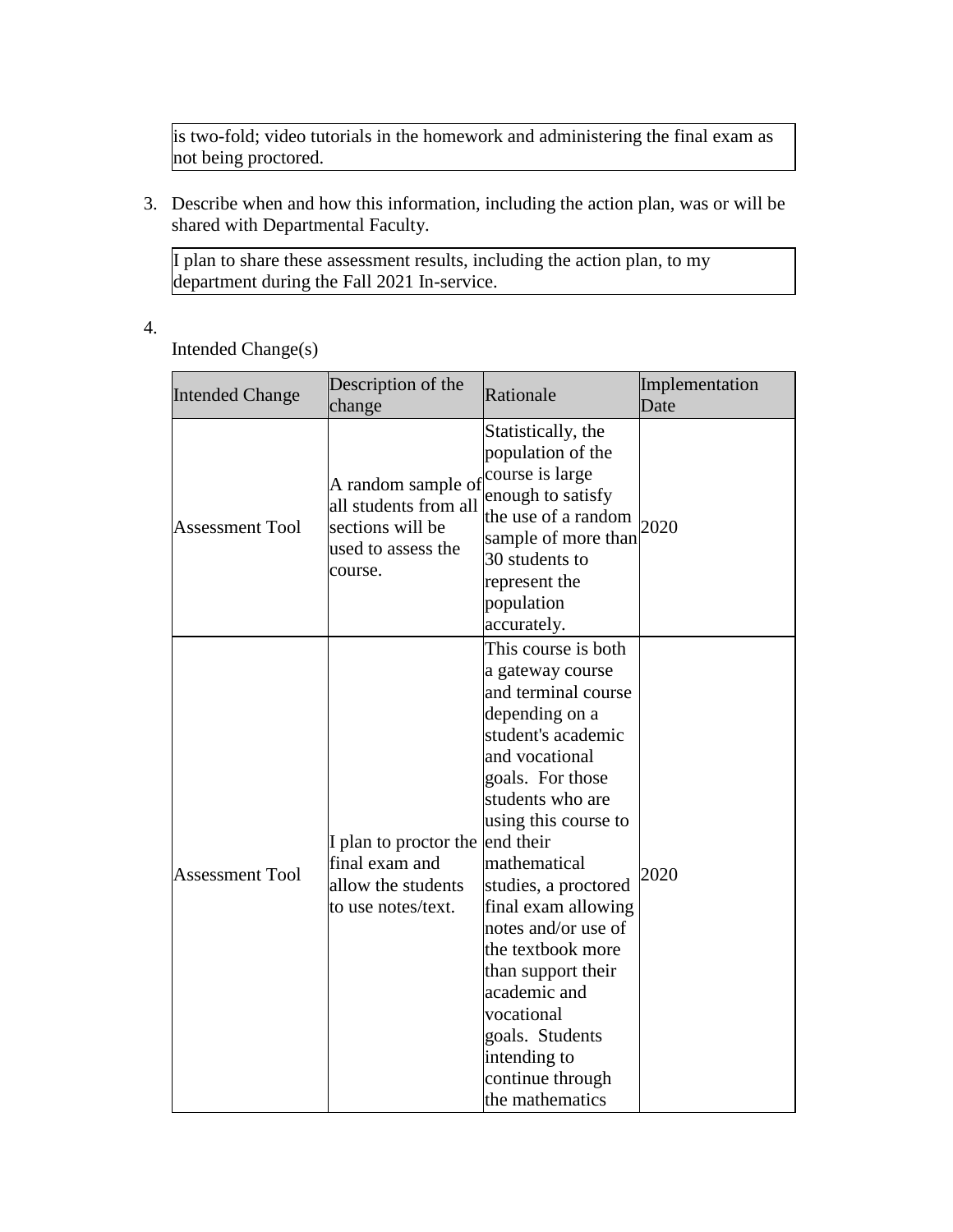is two-fold; video tutorials in the homework and administering the final exam as not being proctored.

3. Describe when and how this information, including the action plan, was or will be shared with Departmental Faculty.

I plan to share these assessment results, including the action plan, to my department during the Fall 2021 In-service.

4.

Intended Change(s)

| Intended Change | Description of the change | Rationale | Implementation Date |
| --- | --- | --- | --- |
| Assessment Tool | A random sample of all students from all sections will be used to assess the course. | Statistically, the population of the course is large enough to satisfy the use of a random sample of more than 30 students to represent the population accurately. | 2020 |
| Assessment Tool | I plan to proctor the final exam and allow the students to use notes/text. | This course is both a gateway course and terminal course depending on a student's academic and vocational goals. For those students who are using this course to end their mathematical studies, a proctored final exam allowing notes and/or use of the textbook more than support their academic and vocational goals. Students intending to continue through the mathematics | 2020 |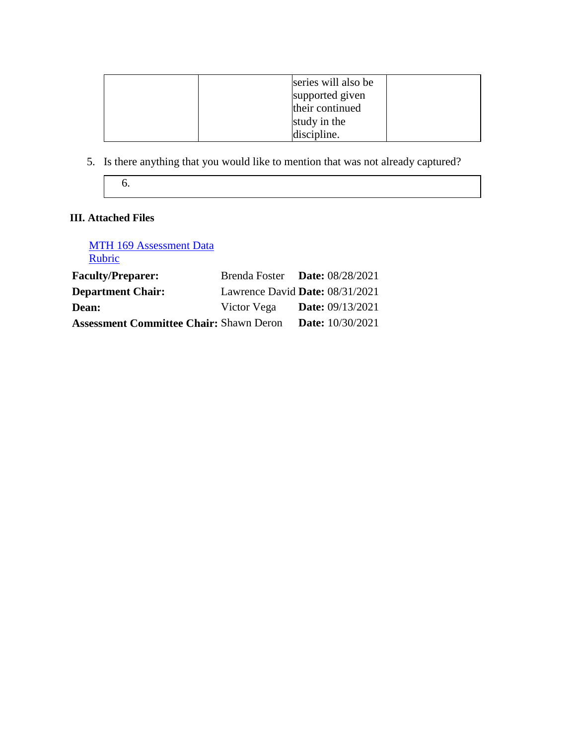| | | | |
|---|---|---|---|
| | | series will also be supported given their continued study in the discipline. | |

5. Is there anything that you would like to mention that was not already captured?

| |
|---|
| 6. |

**III. Attached Files**

MTH 169 Assessment Data
Rubric

| | | |
|---|---|---|
| **Faculty/Preparer:** | Brenda Foster | **Date:** 08/28/2021 |
| **Department Chair:** | Lawrence David | **Date:** 08/31/2021 |
| **Dean:** | Victor Vega | **Date:** 09/13/2021 |
| **Assessment Committee Chair:** | Shawn Deron | **Date:** 10/30/2021 |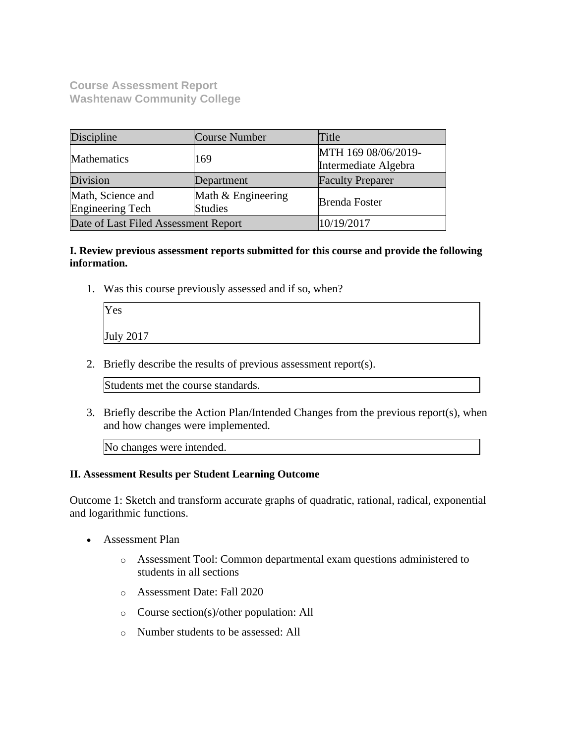**Course Assessment Report**
**Washtenaw Community College**

| Discipline | Course Number | Title |
|---|---|---|
| Mathematics | 169 | MTH 169 08/06/2019-Intermediate Algebra |
| Division | Department | Faculty Preparer |
| Math, Science and Engineering Tech | Math & Engineering Studies | Brenda Foster |
| Date of Last Filed Assessment Report | | 10/19/2017 |

**I. Review previous assessment reports submitted for this course and provide the following information.**

1. Was this course previously assessed and if so, when?

   Yes

   July 2017

2. Briefly describe the results of previous assessment report(s).

   Students met the course standards.

3. Briefly describe the Action Plan/Intended Changes from the previous report(s), when and how changes were implemented.

   No changes were intended.

**II. Assessment Results per Student Learning Outcome**

Outcome 1: Sketch and transform accurate graphs of quadratic, rational, radical, exponential and logarithmic functions.

- Assessment Plan
  - Assessment Tool: Common departmental exam questions administered to students in all sections
  - Assessment Date: Fall 2020
  - Course section(s)/other population: All
  - Number students to be assessed: All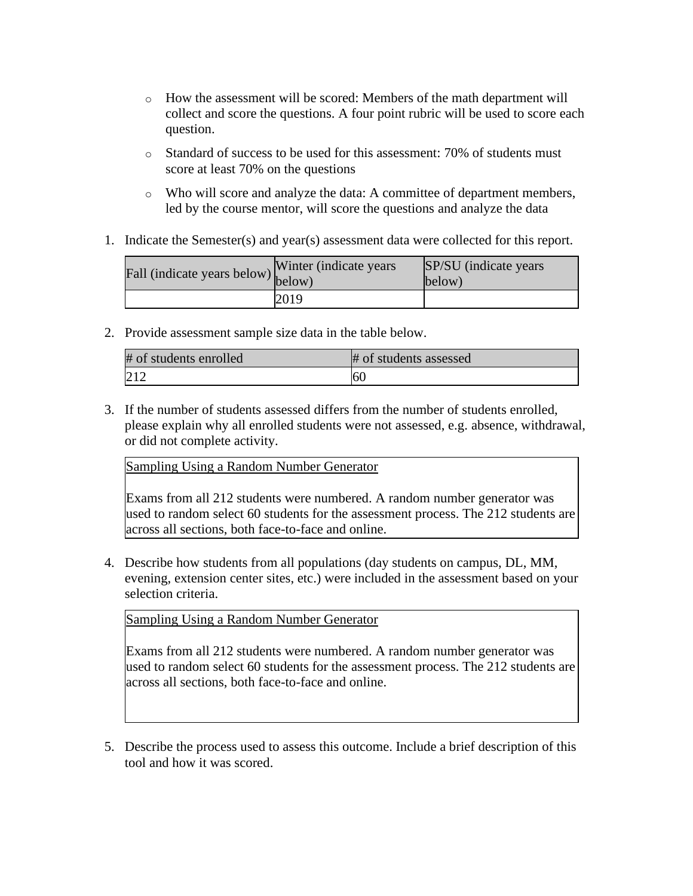- How the assessment will be scored: Members of the math department will collect and score the questions. A four point rubric will be used to score each question.
- Standard of success to be used for this assessment: 70% of students must score at least 70% on the questions
- Who will score and analyze the data: A committee of department members, led by the course mentor, will score the questions and analyze the data

1. Indicate the Semester(s) and year(s) assessment data were collected for this report.

| Fall (indicate years below) | Winter (indicate years below) | SP/SU (indicate years below) |
|---|---|---|
| | 2019 | |

2. Provide assessment sample size data in the table below.

| # of students enrolled | # of students assessed |
|---|---|
| 212 | 60 |

3. If the number of students assessed differs from the number of students enrolled, please explain why all enrolled students were not assessed, e.g. absence, withdrawal, or did not complete activity.

<u>Sampling Using a Random Number Generator</u>

Exams from all 212 students were numbered. A random number generator was used to random select 60 students for the assessment process. The 212 students are across all sections, both face-to-face and online.

4. Describe how students from all populations (day students on campus, DL, MM, evening, extension center sites, etc.) were included in the assessment based on your selection criteria.

<u>Sampling Using a Random Number Generator</u>

Exams from all 212 students were numbered. A random number generator was used to random select 60 students for the assessment process. The 212 students are across all sections, both face-to-face and online.

5. Describe the process used to assess this outcome. Include a brief description of this tool and how it was scored.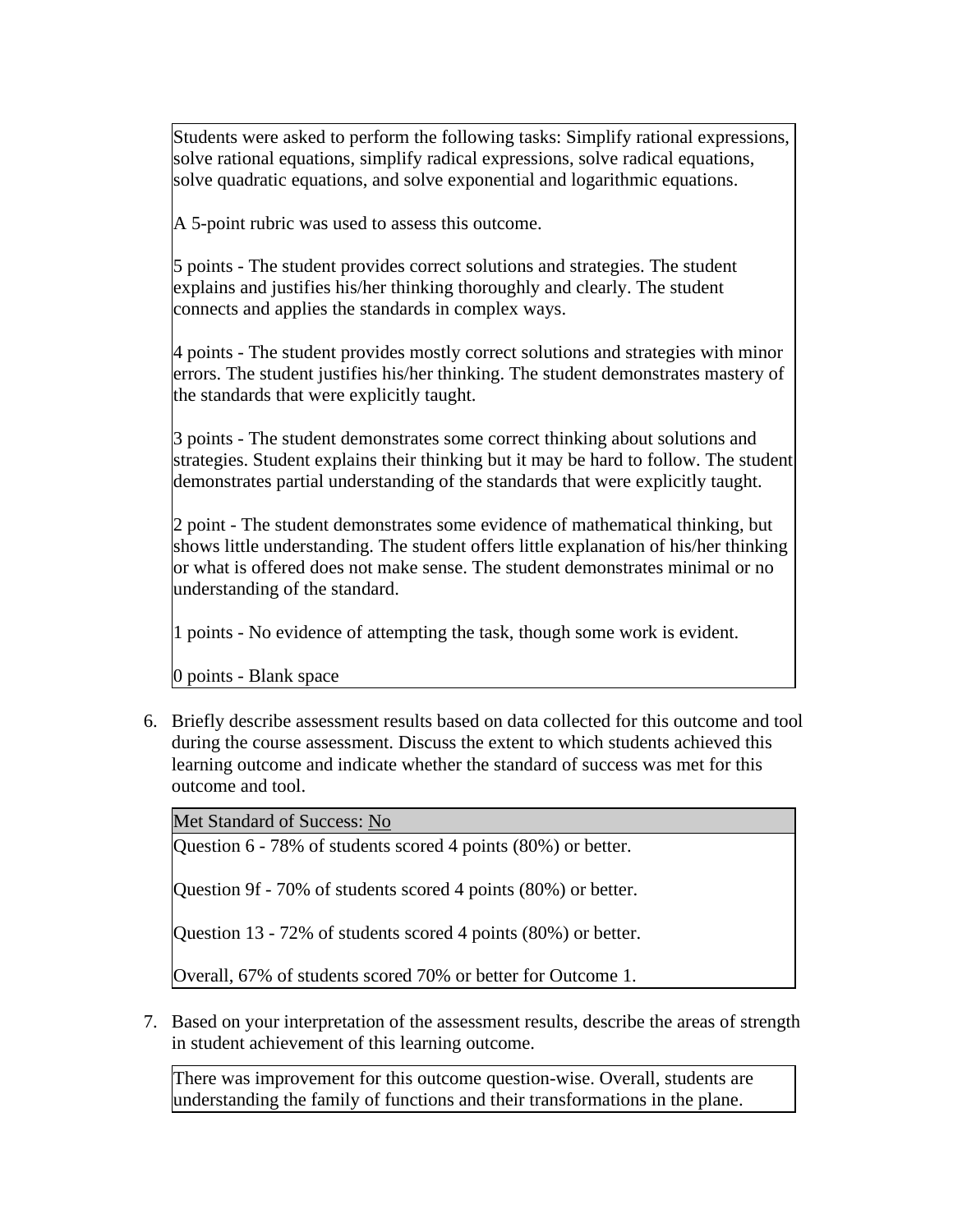Students were asked to perform the following tasks: Simplify rational expressions, solve rational equations, simplify radical expressions, solve radical equations, solve quadratic equations, and solve exponential and logarithmic equations.

A 5-point rubric was used to assess this outcome.

5 points - The student provides correct solutions and strategies. The student explains and justifies his/her thinking thoroughly and clearly. The student connects and applies the standards in complex ways.

4 points - The student provides mostly correct solutions and strategies with minor errors. The student justifies his/her thinking. The student demonstrates mastery of the standards that were explicitly taught.

3 points - The student demonstrates some correct thinking about solutions and strategies. Student explains their thinking but it may be hard to follow. The student demonstrates partial understanding of the standards that were explicitly taught.

2 point - The student demonstrates some evidence of mathematical thinking, but shows little understanding. The student offers little explanation of his/her thinking or what is offered does not make sense. The student demonstrates minimal or no understanding of the standard.

1 points - No evidence of attempting the task, though some work is evident.

0 points - Blank space

6. Briefly describe assessment results based on data collected for this outcome and tool during the course assessment. Discuss the extent to which students achieved this learning outcome and indicate whether the standard of success was met for this outcome and tool.

Met Standard of Success: No

Question 6 - 78% of students scored 4 points (80%) or better.

Question 9f - 70% of students scored 4 points (80%) or better.

Question 13 - 72% of students scored 4 points (80%) or better.

Overall, 67% of students scored 70% or better for Outcome 1.

7. Based on your interpretation of the assessment results, describe the areas of strength in student achievement of this learning outcome.

There was improvement for this outcome question-wise. Overall, students are understanding the family of functions and their transformations in the plane.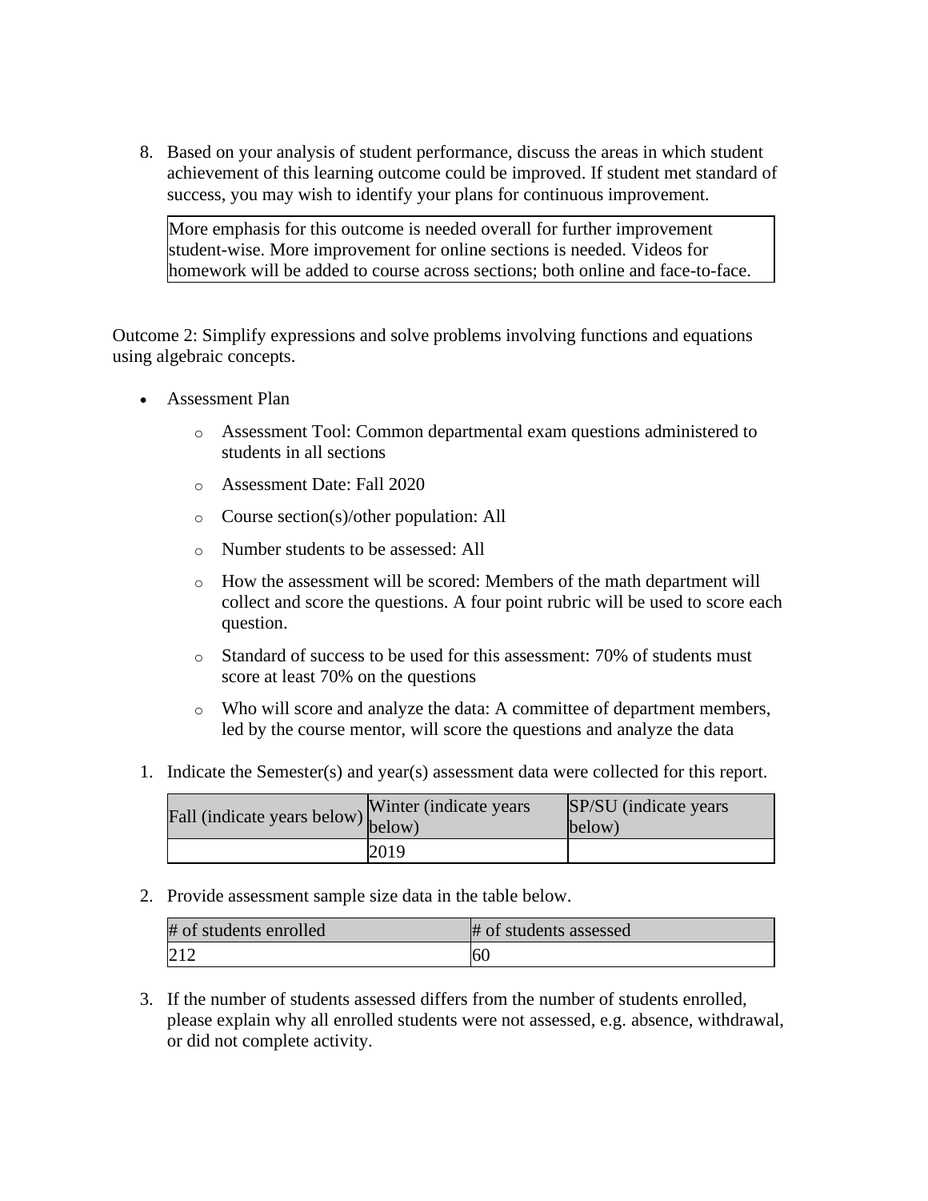8. Based on your analysis of student performance, discuss the areas in which student achievement of this learning outcome could be improved. If student met standard of success, you may wish to identify your plans for continuous improvement.

| |
|---|
| More emphasis for this outcome is needed overall for further improvement student-wise. More improvement for online sections is needed. Videos for homework will be added to course across sections; both online and face-to-face. |

Outcome 2: Simplify expressions and solve problems involving functions and equations using algebraic concepts.

- Assessment Plan
  - Assessment Tool: Common departmental exam questions administered to students in all sections
  - Assessment Date: Fall 2020
  - Course section(s)/other population: All
  - Number students to be assessed: All
  - How the assessment will be scored: Members of the math department will collect and score the questions. A four point rubric will be used to score each question.
  - Standard of success to be used for this assessment: 70% of students must score at least 70% on the questions
  - Who will score and analyze the data: A committee of department members, led by the course mentor, will score the questions and analyze the data

1. Indicate the Semester(s) and year(s) assessment data were collected for this report.

| Fall (indicate years below) | Winter (indicate years below) | SP/SU (indicate years below) |
|---|---|---|
| | 2019 | |

2. Provide assessment sample size data in the table below.

| # of students enrolled | # of students assessed |
|---|---|
| 212 | 60 |

3. If the number of students assessed differs from the number of students enrolled, please explain why all enrolled students were not assessed, e.g. absence, withdrawal, or did not complete activity.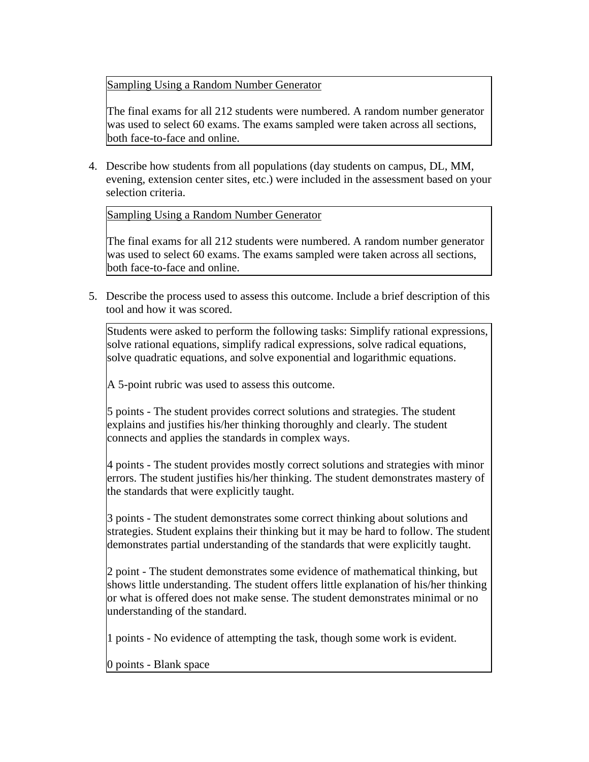<u>Sampling Using a Random Number Generator</u>

The final exams for all 212 students were numbered. A random number generator was used to select 60 exams. The exams sampled were taken across all sections, both face-to-face and online.

4. Describe how students from all populations (day students on campus, DL, MM, evening, extension center sites, etc.) were included in the assessment based on your selection criteria.

<u>Sampling Using a Random Number Generator</u>

The final exams for all 212 students were numbered. A random number generator was used to select 60 exams. The exams sampled were taken across all sections, both face-to-face and online.

5. Describe the process used to assess this outcome. Include a brief description of this tool and how it was scored.

Students were asked to perform the following tasks: Simplify rational expressions, solve rational equations, simplify radical expressions, solve radical equations, solve quadratic equations, and solve exponential and logarithmic equations.

A 5-point rubric was used to assess this outcome.

5 points - The student provides correct solutions and strategies. The student explains and justifies his/her thinking thoroughly and clearly. The student connects and applies the standards in complex ways.

4 points - The student provides mostly correct solutions and strategies with minor errors. The student justifies his/her thinking. The student demonstrates mastery of the standards that were explicitly taught.

3 points - The student demonstrates some correct thinking about solutions and strategies. Student explains their thinking but it may be hard to follow. The student demonstrates partial understanding of the standards that were explicitly taught.

2 point - The student demonstrates some evidence of mathematical thinking, but shows little understanding. The student offers little explanation of his/her thinking or what is offered does not make sense. The student demonstrates minimal or no understanding of the standard.

1 points - No evidence of attempting the task, though some work is evident.

0 points - Blank space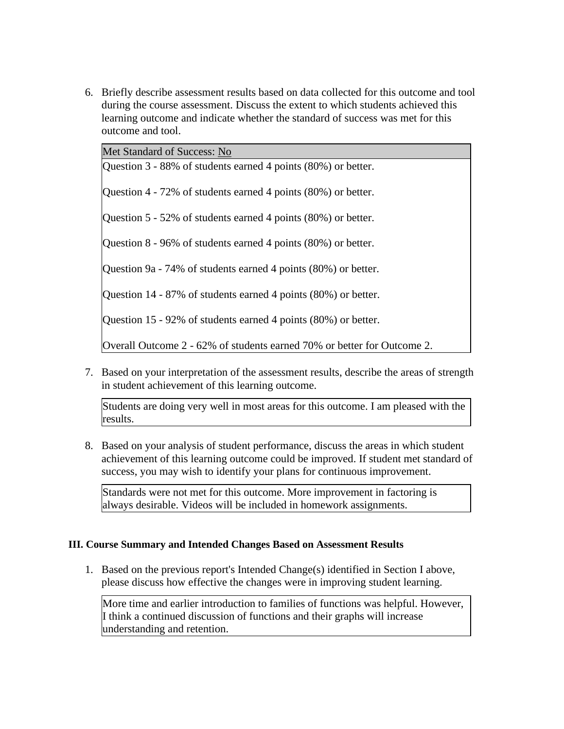6. Briefly describe assessment results based on data collected for this outcome and tool during the course assessment. Discuss the extent to which students achieved this learning outcome and indicate whether the standard of success was met for this outcome and tool.

| Met Standard of Success: No |
| --- |
| Question 3 - 88% of students earned 4 points (80%) or better.<br><br>Question 4 - 72% of students earned 4 points (80%) or better.<br><br>Question 5 - 52% of students earned 4 points (80%) or better.<br><br>Question 8 - 96% of students earned 4 points (80%) or better.<br><br>Question 9a - 74% of students earned 4 points (80%) or better.<br><br>Question 14 - 87% of students earned 4 points (80%) or better.<br><br>Question 15 - 92% of students earned 4 points (80%) or better.<br><br>Overall Outcome 2 - 62% of students earned 70% or better for Outcome 2. |

7. Based on your interpretation of the assessment results, describe the areas of strength in student achievement of this learning outcome.

   Students are doing very well in most areas for this outcome. I am pleased with the results.

8. Based on your analysis of student performance, discuss the areas in which student achievement of this learning outcome could be improved. If student met standard of success, you may wish to identify your plans for continuous improvement.

   Standards were not met for this outcome. More improvement in factoring is always desirable. Videos will be included in homework assignments.

### III. Course Summary and Intended Changes Based on Assessment Results

1. Based on the previous report's Intended Change(s) identified in Section I above, please discuss how effective the changes were in improving student learning.

   More time and earlier introduction to families of functions was helpful. However, I think a continued discussion of functions and their graphs will increase understanding and retention.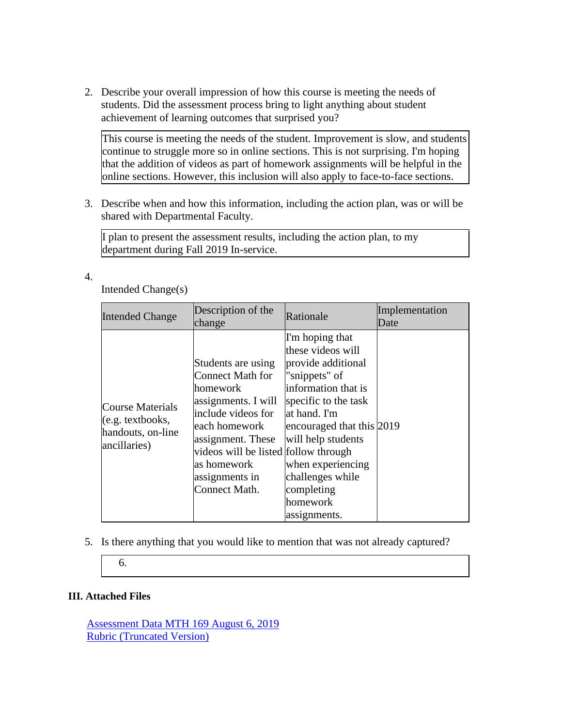2. Describe your overall impression of how this course is meeting the needs of students. Did the assessment process bring to light anything about student achievement of learning outcomes that surprised you?

   This course is meeting the needs of the student. Improvement is slow, and students continue to struggle more so in online sections. This is not surprising. I'm hoping that the addition of videos as part of homework assignments will be helpful in the online sections. However, this inclusion will also apply to face-to-face sections.

3. Describe when and how this information, including the action plan, was or will be shared with Departmental Faculty.

   I plan to present the assessment results, including the action plan, to my department during Fall 2019 In-service.

4. Intended Change(s)

| Intended Change | Description of the change | Rationale | Implementation Date |
|---|---|---|---|
| Course Materials (e.g. textbooks, handouts, on-line ancillaries) | Students are using Connect Math for homework assignments. I will include videos for each homework assignment. These videos will be listed as homework assignments in Connect Math. | I'm hoping that these videos will provide additional "snippets" of information that is specific to the task at hand. I'm encouraged that this will help students follow through when experiencing challenges while completing homework assignments. | 2019 |

5. Is there anything that you would like to mention that was not already captured?

   6.

### III. Attached Files

Assessment Data MTH 169 August 6, 2019
Rubric (Truncated Version)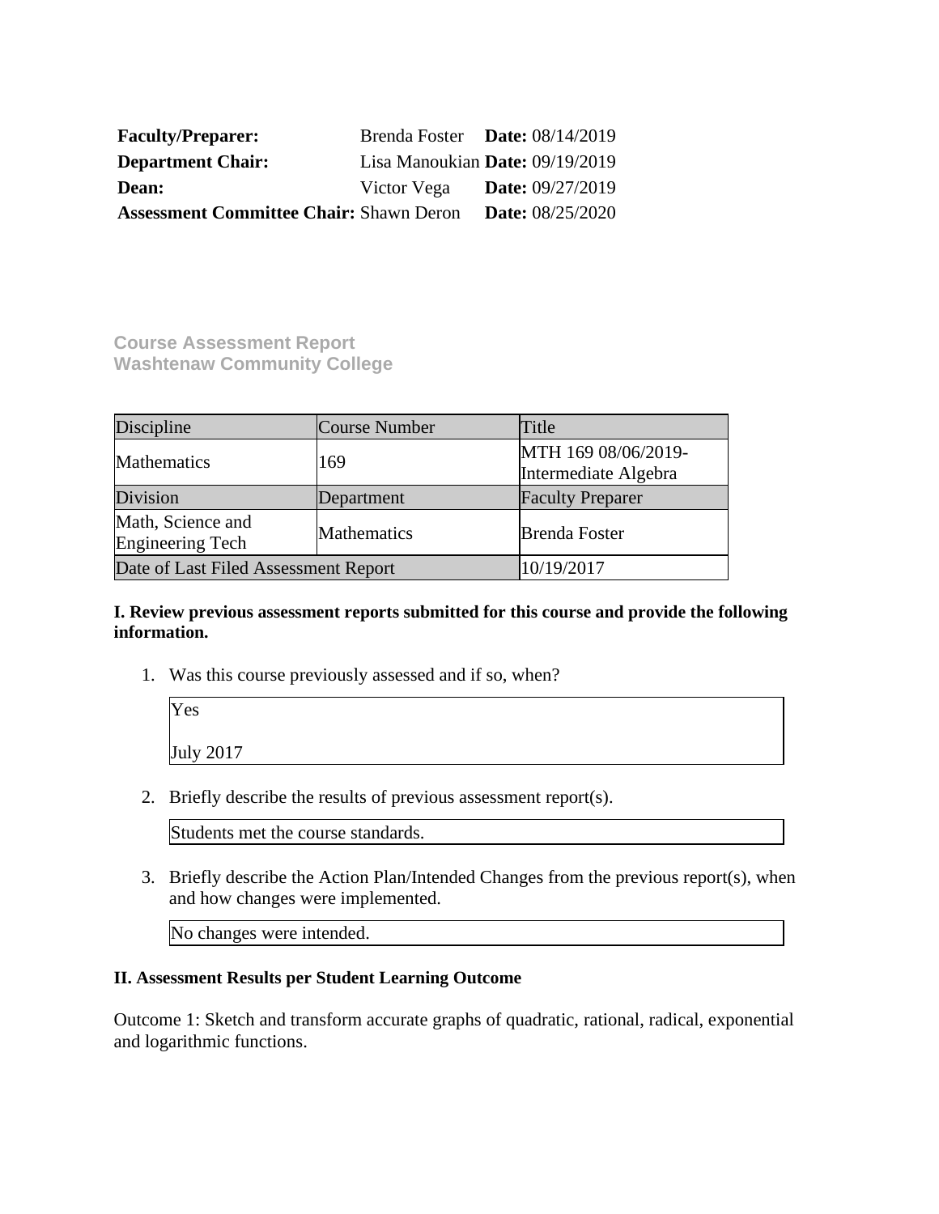| | | |
|---|---|---|
| **Faculty/Preparer:** | Brenda Foster | **Date:** 08/14/2019 |
| **Department Chair:** | Lisa Manoukian | **Date:** 09/19/2019 |
| **Dean:** | Victor Vega | **Date:** 09/27/2019 |
| **Assessment Committee Chair:** | Shawn Deron | **Date:** 08/25/2020 |

# Course Assessment Report
# Washtenaw Community College

| Discipline | Course Number | Title |
|---|---|---|
| Mathematics | 169 | MTH 169 08/06/2019-Intermediate Algebra |
| Division | Department | Faculty Preparer |
| Math, Science and Engineering Tech | Mathematics | Brenda Foster |
| Date of Last Filed Assessment Report | | 10/19/2017 |

**I. Review previous assessment reports submitted for this course and provide the following information.**

1. Was this course previously assessed and if so, when?

   Yes

   July 2017

2. Briefly describe the results of previous assessment report(s).

   Students met the course standards.

3. Briefly describe the Action Plan/Intended Changes from the previous report(s), when and how changes were implemented.

   No changes were intended.

**II. Assessment Results per Student Learning Outcome**

Outcome 1: Sketch and transform accurate graphs of quadratic, rational, radical, exponential and logarithmic functions.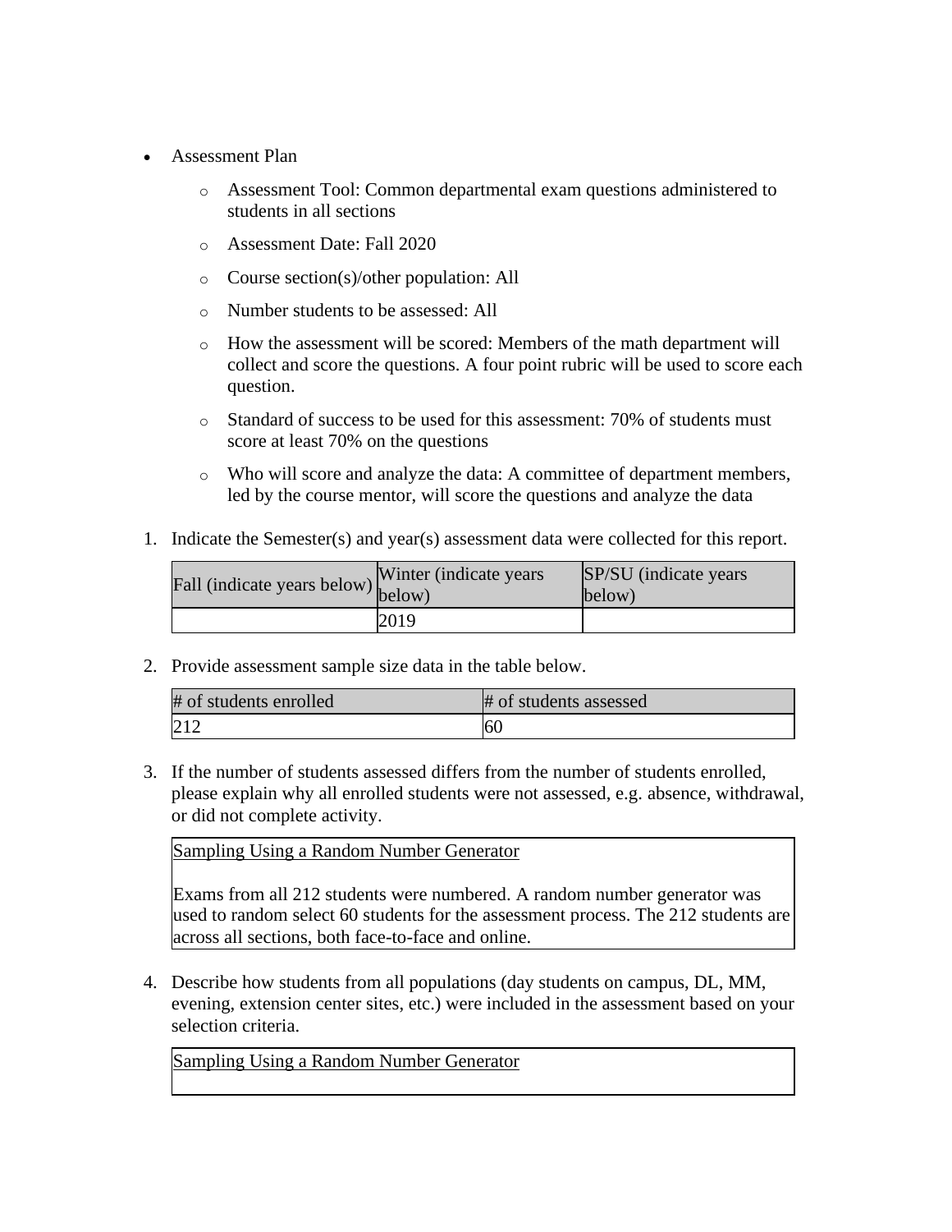- Assessment Plan
    - Assessment Tool: Common departmental exam questions administered to students in all sections
    - Assessment Date: Fall 2020
    - Course section(s)/other population: All
    - Number students to be assessed: All
    - How the assessment will be scored: Members of the math department will collect and score the questions. A four point rubric will be used to score each question.
    - Standard of success to be used for this assessment: 70% of students must score at least 70% on the questions
    - Who will score and analyze the data: A committee of department members, led by the course mentor, will score the questions and analyze the data

1. Indicate the Semester(s) and year(s) assessment data were collected for this report.

| Fall (indicate years below) | Winter (indicate years below) | SP/SU (indicate years below) |
| --- | --- | --- |
| | 2019 | |

2. Provide assessment sample size data in the table below.

| # of students enrolled | # of students assessed |
| --- | --- |
| 212 | 60 |

3. If the number of students assessed differs from the number of students enrolled, please explain why all enrolled students were not assessed, e.g. absence, withdrawal, or did not complete activity.

<u>Sampling Using a Random Number Generator</u>

Exams from all 212 students were numbered. A random number generator was used to random select 60 students for the assessment process. The 212 students are across all sections, both face-to-face and online.

4. Describe how students from all populations (day students on campus, DL, MM, evening, extension center sites, etc.) were included in the assessment based on your selection criteria.

<u>Sampling Using a Random Number Generator</u>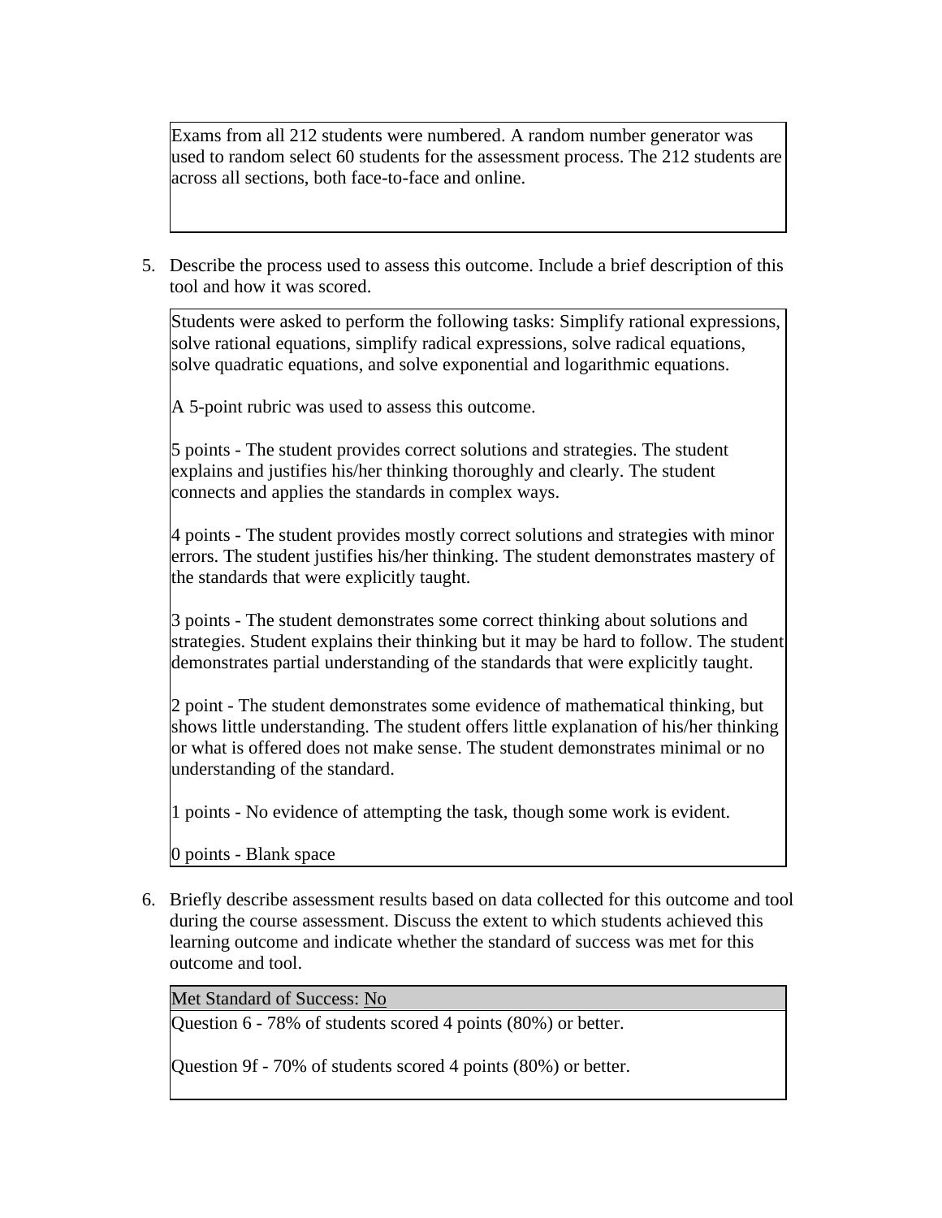Exams from all 212 students were numbered. A random number generator was used to random select 60 students for the assessment process. The 212 students are across all sections, both face-to-face and online.

5. Describe the process used to assess this outcome. Include a brief description of this tool and how it was scored.

Students were asked to perform the following tasks: Simplify rational expressions, solve rational equations, simplify radical expressions, solve radical equations, solve quadratic equations, and solve exponential and logarithmic equations.

A 5-point rubric was used to assess this outcome.

5 points - The student provides correct solutions and strategies. The student explains and justifies his/her thinking thoroughly and clearly. The student connects and applies the standards in complex ways.

4 points - The student provides mostly correct solutions and strategies with minor errors. The student justifies his/her thinking. The student demonstrates mastery of the standards that were explicitly taught.

3 points - The student demonstrates some correct thinking about solutions and strategies. Student explains their thinking but it may be hard to follow. The student demonstrates partial understanding of the standards that were explicitly taught.

2 point - The student demonstrates some evidence of mathematical thinking, but shows little understanding. The student offers little explanation of his/her thinking or what is offered does not make sense. The student demonstrates minimal or no understanding of the standard.

1 points - No evidence of attempting the task, though some work is evident.

0 points - Blank space

6. Briefly describe assessment results based on data collected for this outcome and tool during the course assessment. Discuss the extent to which students achieved this learning outcome and indicate whether the standard of success was met for this outcome and tool.

Met Standard of Success: No

Question 6 - 78% of students scored 4 points (80%) or better.

Question 9f - 70% of students scored 4 points (80%) or better.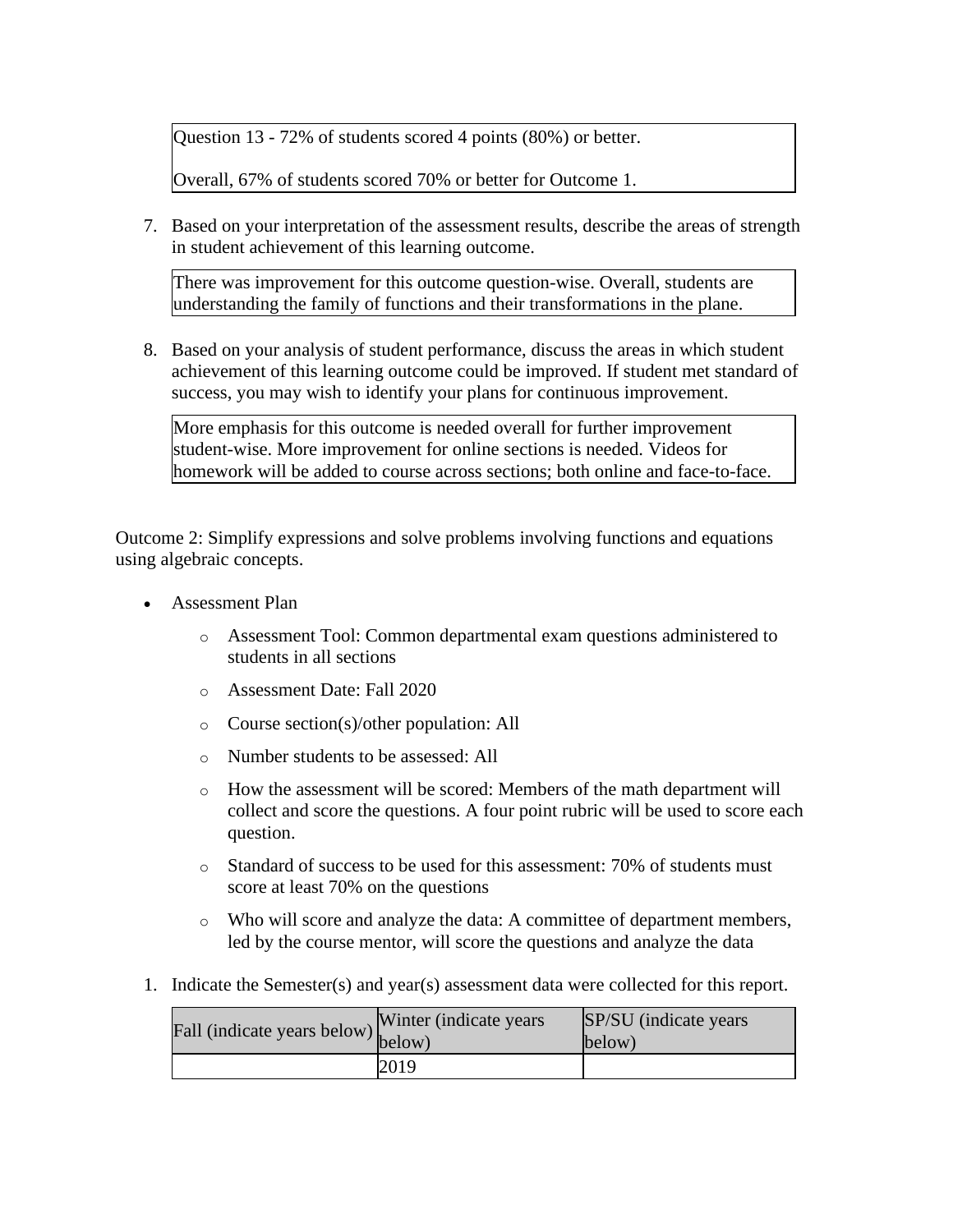Question 13 - 72% of students scored 4 points (80%) or better.

Overall, 67% of students scored 70% or better for Outcome 1.

7. Based on your interpretation of the assessment results, describe the areas of strength in student achievement of this learning outcome.

   There was improvement for this outcome question-wise. Overall, students are understanding the family of functions and their transformations in the plane.

8. Based on your analysis of student performance, discuss the areas in which student achievement of this learning outcome could be improved. If student met standard of success, you may wish to identify your plans for continuous improvement.

   More emphasis for this outcome is needed overall for further improvement student-wise. More improvement for online sections is needed. Videos for homework will be added to course across sections; both online and face-to-face.

Outcome 2: Simplify expressions and solve problems involving functions and equations using algebraic concepts.

- Assessment Plan
  - Assessment Tool: Common departmental exam questions administered to students in all sections
  - Assessment Date: Fall 2020
  - Course section(s)/other population: All
  - Number students to be assessed: All
  - How the assessment will be scored: Members of the math department will collect and score the questions. A four point rubric will be used to score each question.
  - Standard of success to be used for this assessment: 70% of students must score at least 70% on the questions
  - Who will score and analyze the data: A committee of department members, led by the course mentor, will score the questions and analyze the data

1. Indicate the Semester(s) and year(s) assessment data were collected for this report.

| Fall (indicate years below) | Winter (indicate years below) | SP/SU (indicate years below) |
|---|---|---|
| | 2019 | |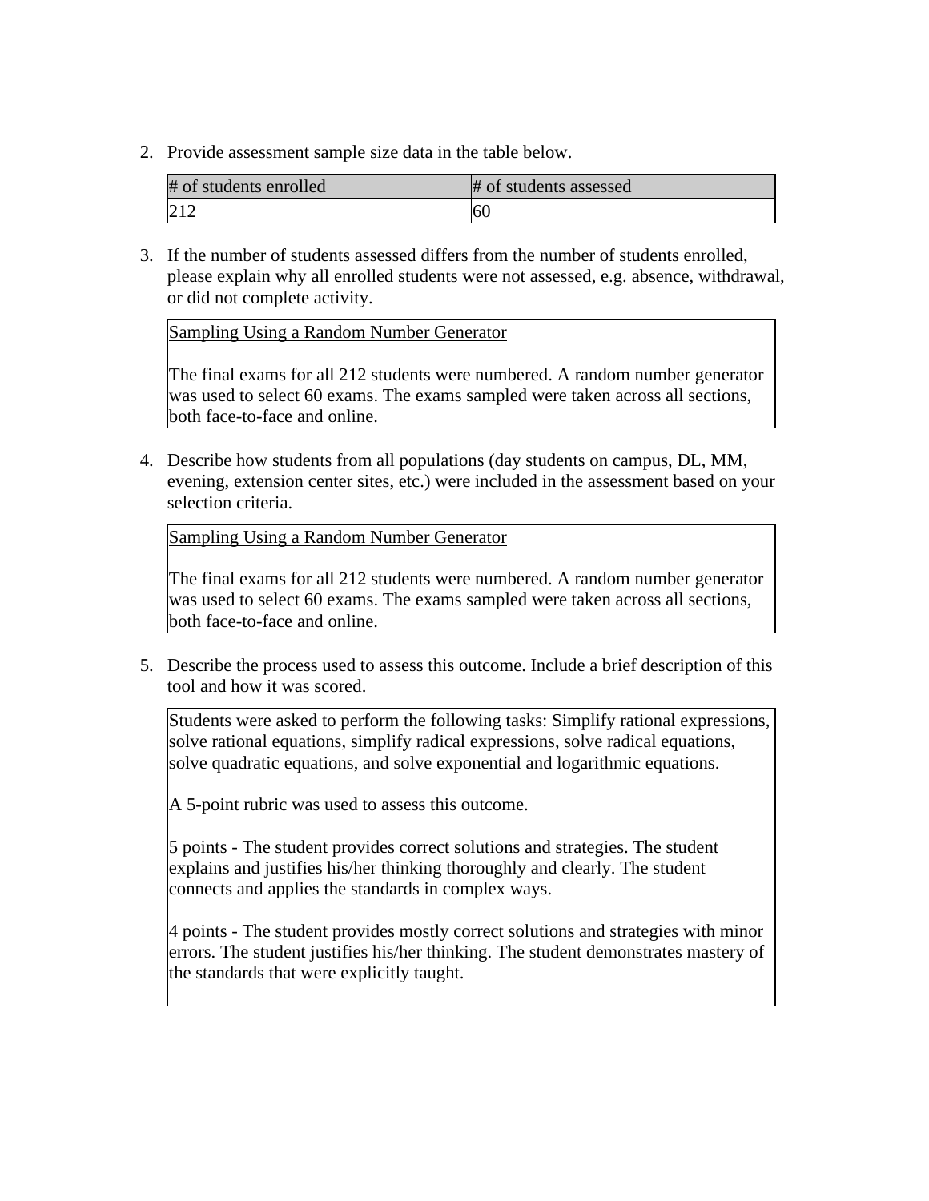2. Provide assessment sample size data in the table below.

| # of students enrolled | # of students assessed |
| --- | --- |
| 212 | 60 |

3. If the number of students assessed differs from the number of students enrolled, please explain why all enrolled students were not assessed, e.g. absence, withdrawal, or did not complete activity.

<u>Sampling Using a Random Number Generator</u>

The final exams for all 212 students were numbered. A random number generator was used to select 60 exams. The exams sampled were taken across all sections, both face-to-face and online.

4. Describe how students from all populations (day students on campus, DL, MM, evening, extension center sites, etc.) were included in the assessment based on your selection criteria.

<u>Sampling Using a Random Number Generator</u>

The final exams for all 212 students were numbered. A random number generator was used to select 60 exams. The exams sampled were taken across all sections, both face-to-face and online.

5. Describe the process used to assess this outcome. Include a brief description of this tool and how it was scored.

Students were asked to perform the following tasks: Simplify rational expressions, solve rational equations, simplify radical expressions, solve radical equations, solve quadratic equations, and solve exponential and logarithmic equations.

A 5-point rubric was used to assess this outcome.

5 points - The student provides correct solutions and strategies. The student explains and justifies his/her thinking thoroughly and clearly. The student connects and applies the standards in complex ways.

4 points - The student provides mostly correct solutions and strategies with minor errors. The student justifies his/her thinking. The student demonstrates mastery of the standards that were explicitly taught.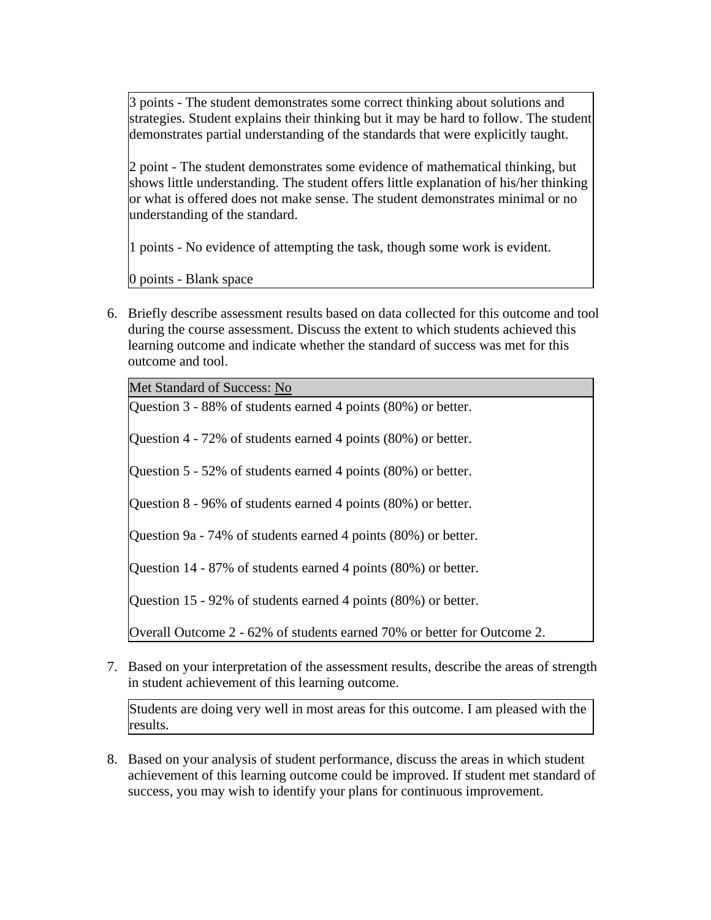3 points - The student demonstrates some correct thinking about solutions and strategies. Student explains their thinking but it may be hard to follow. The student demonstrates partial understanding of the standards that were explicitly taught.

2 point - The student demonstrates some evidence of mathematical thinking, but shows little understanding. The student offers little explanation of his/her thinking or what is offered does not make sense. The student demonstrates minimal or no understanding of the standard.

1 points - No evidence of attempting the task, though some work is evident.

0 points - Blank space

6. Briefly describe assessment results based on data collected for this outcome and tool during the course assessment. Discuss the extent to which students achieved this learning outcome and indicate whether the standard of success was met for this outcome and tool.

| Met Standard of Success: <u>No</u> |
|---|
| Question 3 - 88% of students earned 4 points (80%) or better.<br><br>Question 4 - 72% of students earned 4 points (80%) or better.<br><br>Question 5 - 52% of students earned 4 points (80%) or better.<br><br>Question 8 - 96% of students earned 4 points (80%) or better.<br><br>Question 9a - 74% of students earned 4 points (80%) or better.<br><br>Question 14 - 87% of students earned 4 points (80%) or better.<br><br>Question 15 - 92% of students earned 4 points (80%) or better.<br><br>Overall Outcome 2 - 62% of students earned 70% or better for Outcome 2. |

7. Based on your interpretation of the assessment results, describe the areas of strength in student achievement of this learning outcome.

Students are doing very well in most areas for this outcome. I am pleased with the results.

8. Based on your analysis of student performance, discuss the areas in which student achievement of this learning outcome could be improved. If student met standard of success, you may wish to identify your plans for continuous improvement.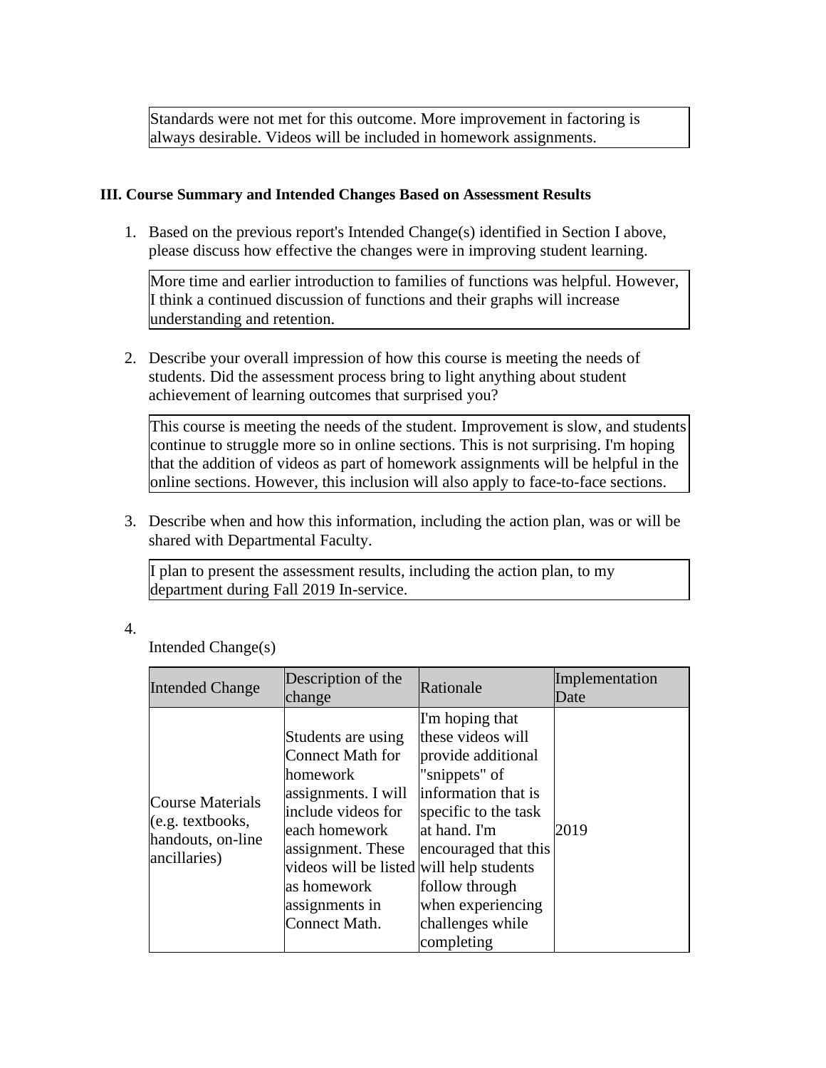Standards were not met for this outcome. More improvement in factoring is always desirable. Videos will be included in homework assignments.

### III. Course Summary and Intended Changes Based on Assessment Results

1. Based on the previous report's Intended Change(s) identified in Section I above, please discuss how effective the changes were in improving student learning.

   More time and earlier introduction to families of functions was helpful. However, I think a continued discussion of functions and their graphs will increase understanding and retention.

2. Describe your overall impression of how this course is meeting the needs of students. Did the assessment process bring to light anything about student achievement of learning outcomes that surprised you?

   This course is meeting the needs of the student. Improvement is slow, and students continue to struggle more so in online sections. This is not surprising. I'm hoping that the addition of videos as part of homework assignments will be helpful in the online sections. However, this inclusion will also apply to face-to-face sections.

3. Describe when and how this information, including the action plan, was or will be shared with Departmental Faculty.

   I plan to present the assessment results, including the action plan, to my department during Fall 2019 In-service.

4. Intended Change(s)

| Intended Change | Description of the change | Rationale | Implementation Date |
|---|---|---|---|
| Course Materials (e.g. textbooks, handouts, on-line ancillaries) | Students are using Connect Math for homework assignments. I will include videos for each homework assignment. These videos will be listed as homework assignments in Connect Math. | I'm hoping that these videos will provide additional "snippets" of information that is specific to the task at hand. I'm encouraged that this will help students follow through when experiencing challenges while completing | 2019 |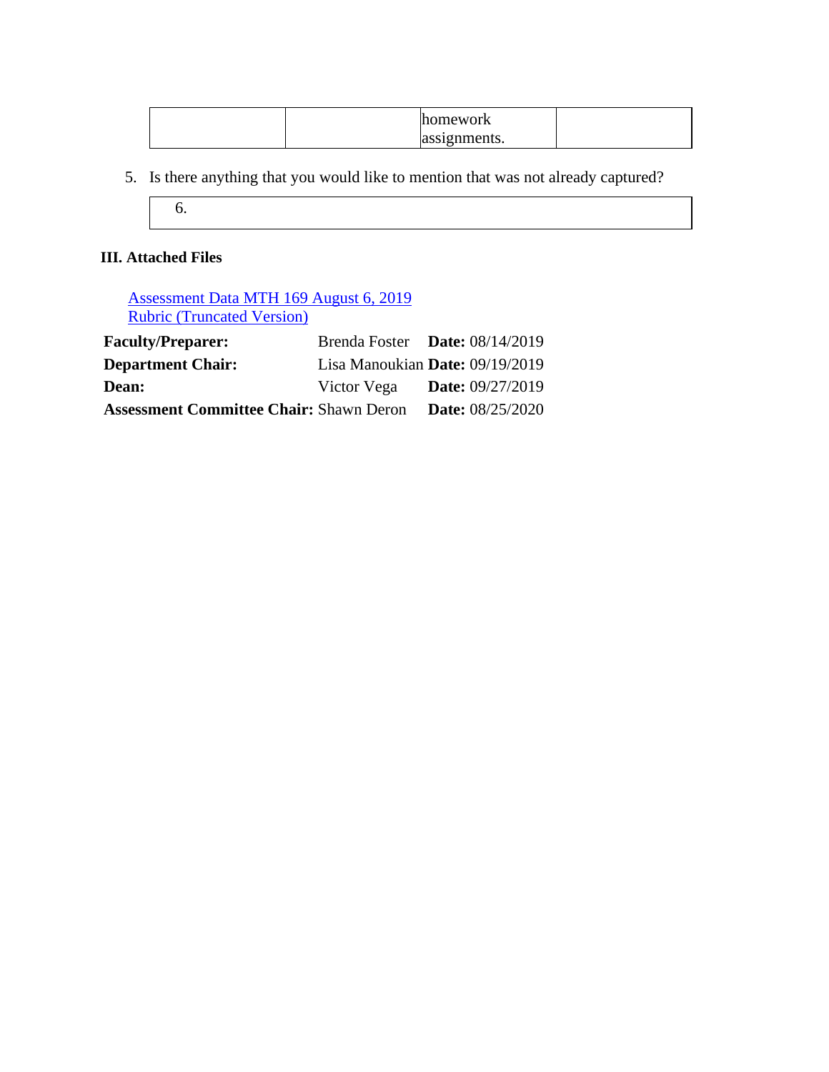| | | homework assignments. | |
|---|---|---|---|

5. Is there anything that you would like to mention that was not already captured?

| 6. |
|---|

### III. Attached Files

[Assessment Data MTH 169 August 6, 2019]
[Rubric (Truncated Version)]

| | | |
|---|---|---|
| **Faculty/Preparer:** | Brenda Foster | **Date:** 08/14/2019 |
| **Department Chair:** | Lisa Manoukian | **Date:** 09/19/2019 |
| **Dean:** | Victor Vega | **Date:** 09/27/2019 |
| **Assessment Committee Chair:** | Shawn Deron | **Date:** 08/25/2020 |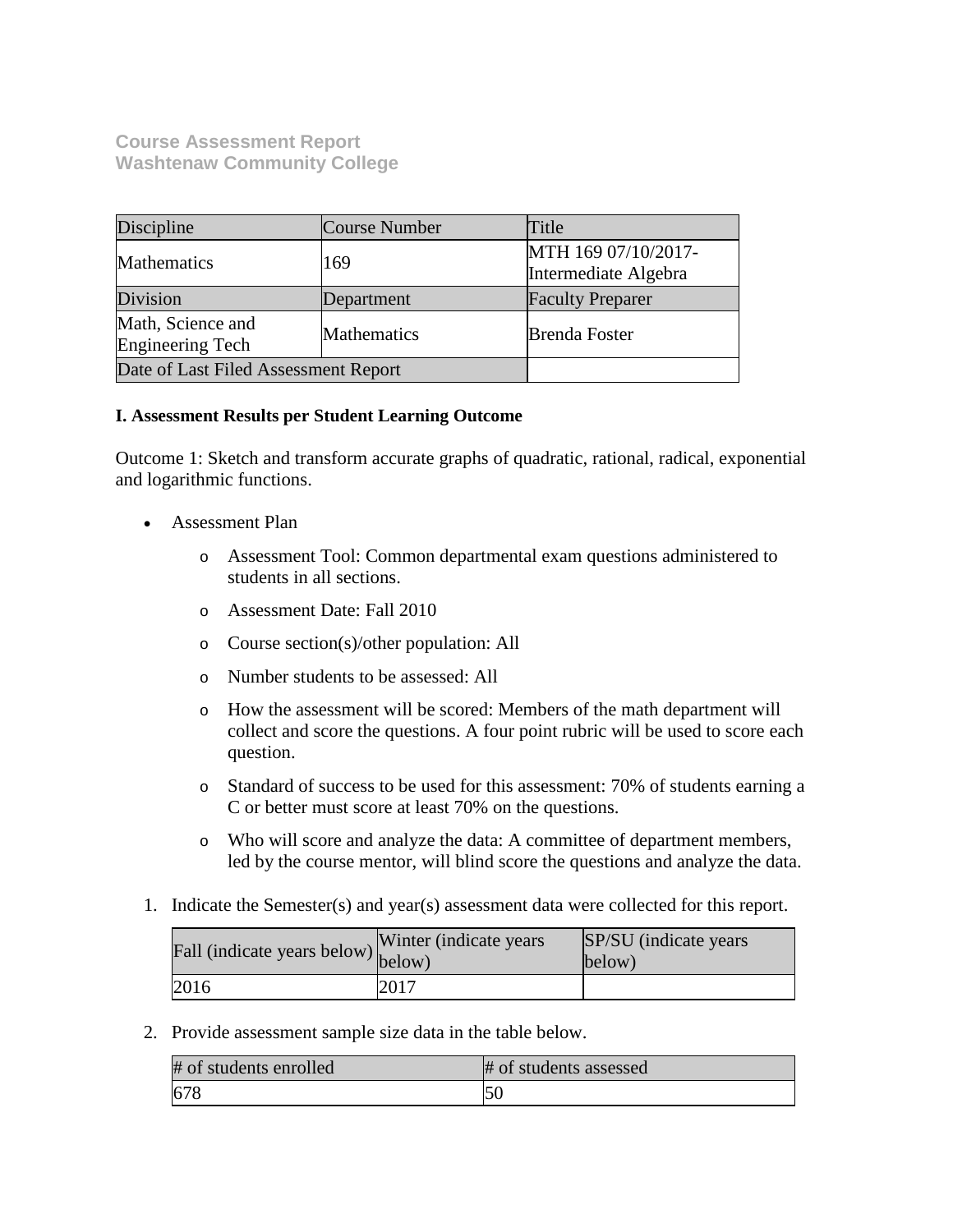**Course Assessment Report**
**Washtenaw Community College**

| Discipline | Course Number | Title |
|---|---|---|
| Mathematics | 169 | MTH 169 07/10/2017-Intermediate Algebra |
| Division | Department | Faculty Preparer |
| Math, Science and Engineering Tech | Mathematics | Brenda Foster |
| Date of Last Filed Assessment Report | | |

**I. Assessment Results per Student Learning Outcome**

Outcome 1: Sketch and transform accurate graphs of quadratic, rational, radical, exponential and logarithmic functions.

- Assessment Plan
  - Assessment Tool: Common departmental exam questions administered to students in all sections.
  - Assessment Date: Fall 2010
  - Course section(s)/other population: All
  - Number students to be assessed: All
  - How the assessment will be scored: Members of the math department will collect and score the questions. A four point rubric will be used to score each question.
  - Standard of success to be used for this assessment: 70% of students earning a C or better must score at least 70% on the questions.
  - Who will score and analyze the data: A committee of department members, led by the course mentor, will blind score the questions and analyze the data.

1. Indicate the Semester(s) and year(s) assessment data were collected for this report.

| Fall (indicate years below) | Winter (indicate years below) | SP/SU (indicate years below) |
|---|---|---|
| 2016 | 2017 | |

2. Provide assessment sample size data in the table below.

| # of students enrolled | # of students assessed |
|---|---|
| 678 | 50 |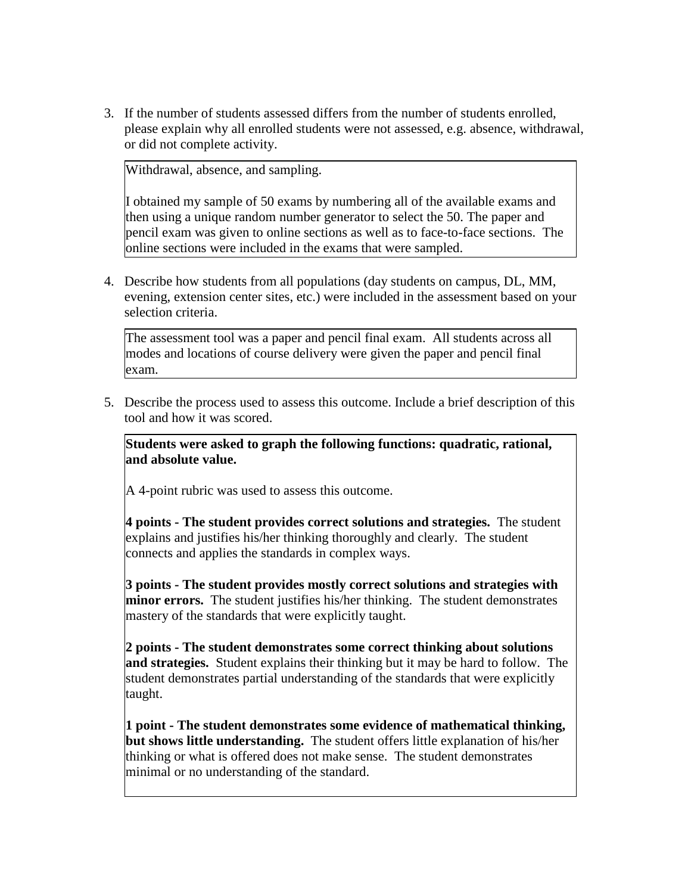3. If the number of students assessed differs from the number of students enrolled, please explain why all enrolled students were not assessed, e.g. absence, withdrawal, or did not complete activity.

   Withdrawal, absence, and sampling.

   I obtained my sample of 50 exams by numbering all of the available exams and then using a unique random number generator to select the 50. The paper and pencil exam was given to online sections as well as to face-to-face sections. The online sections were included in the exams that were sampled.

4. Describe how students from all populations (day students on campus, DL, MM, evening, extension center sites, etc.) were included in the assessment based on your selection criteria.

   The assessment tool was a paper and pencil final exam. All students across all modes and locations of course delivery were given the paper and pencil final exam.

5. Describe the process used to assess this outcome. Include a brief description of this tool and how it was scored.

   **Students were asked to graph the following functions: quadratic, rational, and absolute value.**

   A 4-point rubric was used to assess this outcome.

   **4 points - The student provides correct solutions and strategies.** The student explains and justifies his/her thinking thoroughly and clearly. The student connects and applies the standards in complex ways.

   **3 points - The student provides mostly correct solutions and strategies with minor errors.** The student justifies his/her thinking. The student demonstrates mastery of the standards that were explicitly taught.

   **2 points - The student demonstrates some correct thinking about solutions and strategies.** Student explains their thinking but it may be hard to follow. The student demonstrates partial understanding of the standards that were explicitly taught.

   **1 point - The student demonstrates some evidence of mathematical thinking, but shows little understanding.** The student offers little explanation of his/her thinking or what is offered does not make sense. The student demonstrates minimal or no understanding of the standard.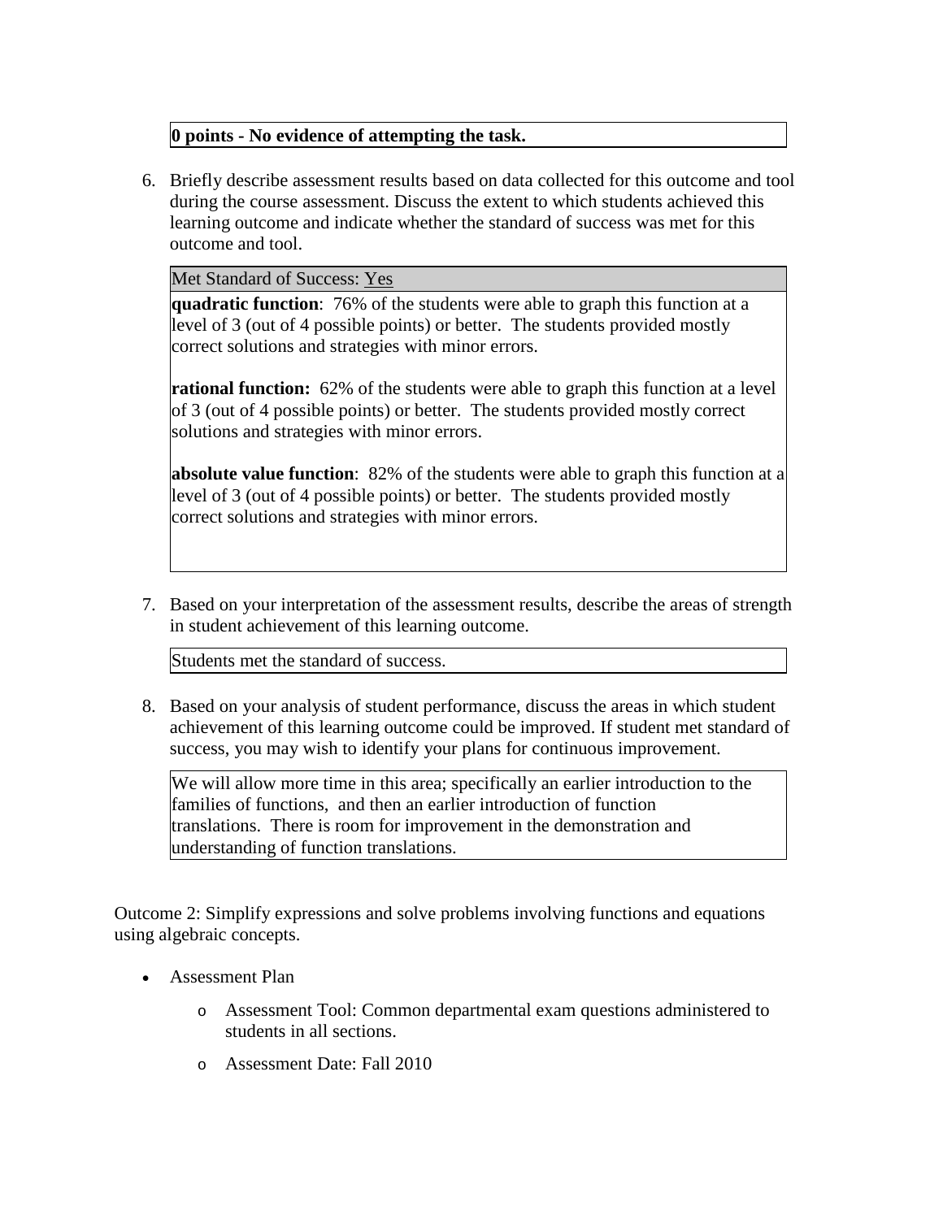**0 points - No evidence of attempting the task.**

6. Briefly describe assessment results based on data collected for this outcome and tool during the course assessment. Discuss the extent to which students achieved this learning outcome and indicate whether the standard of success was met for this outcome and tool.

   Met Standard of Success: Yes

   **quadratic function**: 76% of the students were able to graph this function at a level of 3 (out of 4 possible points) or better. The students provided mostly correct solutions and strategies with minor errors.

   **rational function:** 62% of the students were able to graph this function at a level of 3 (out of 4 possible points) or better. The students provided mostly correct solutions and strategies with minor errors.

   **absolute value function**: 82% of the students were able to graph this function at a level of 3 (out of 4 possible points) or better. The students provided mostly correct solutions and strategies with minor errors.

7. Based on your interpretation of the assessment results, describe the areas of strength in student achievement of this learning outcome.

   Students met the standard of success.

8. Based on your analysis of student performance, discuss the areas in which student achievement of this learning outcome could be improved. If student met standard of success, you may wish to identify your plans for continuous improvement.

   We will allow more time in this area; specifically an earlier introduction to the families of functions, and then an earlier introduction of function translations. There is room for improvement in the demonstration and understanding of function translations.

Outcome 2: Simplify expressions and solve problems involving functions and equations using algebraic concepts.

- Assessment Plan
  - Assessment Tool: Common departmental exam questions administered to students in all sections.
  - Assessment Date: Fall 2010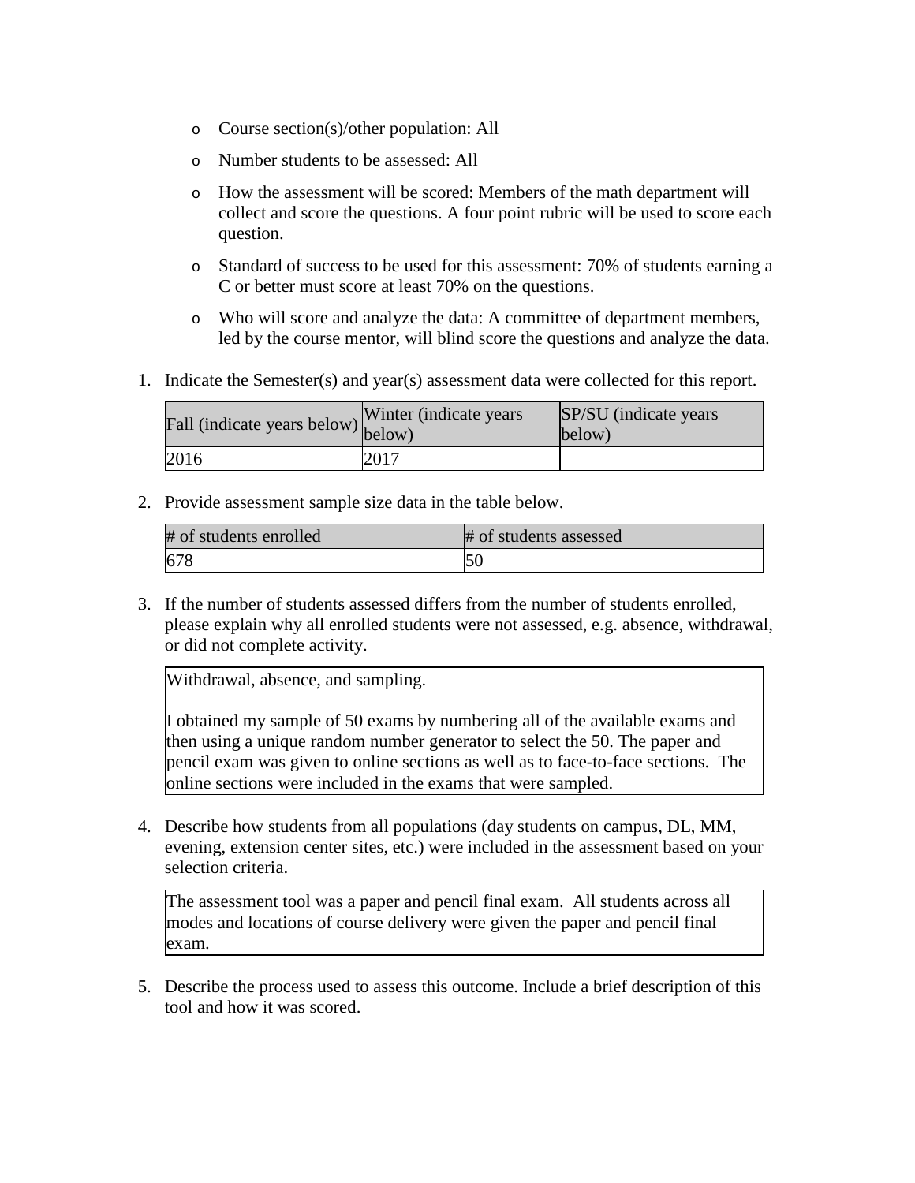- Course section(s)/other population: All
- Number students to be assessed: All
- How the assessment will be scored: Members of the math department will collect and score the questions. A four point rubric will be used to score each question.
- Standard of success to be used for this assessment: 70% of students earning a C or better must score at least 70% on the questions.
- Who will score and analyze the data: A committee of department members, led by the course mentor, will blind score the questions and analyze the data.

1. Indicate the Semester(s) and year(s) assessment data were collected for this report.

| Fall (indicate years below) | Winter (indicate years below) | SP/SU (indicate years below) |
|---|---|---|
| 2016 | 2017 | |

2. Provide assessment sample size data in the table below.

| # of students enrolled | # of students assessed |
|---|---|
| 678 | 50 |

3. If the number of students assessed differs from the number of students enrolled, please explain why all enrolled students were not assessed, e.g. absence, withdrawal, or did not complete activity.

| |
|---|
| Withdrawal, absence, and sampling.<br><br>I obtained my sample of 50 exams by numbering all of the available exams and then using a unique random number generator to select the 50. The paper and pencil exam was given to online sections as well as to face-to-face sections. The online sections were included in the exams that were sampled. |

4. Describe how students from all populations (day students on campus, DL, MM, evening, extension center sites, etc.) were included in the assessment based on your selection criteria.

| |
|---|
| The assessment tool was a paper and pencil final exam. All students across all modes and locations of course delivery were given the paper and pencil final exam. |

5. Describe the process used to assess this outcome. Include a brief description of this tool and how it was scored.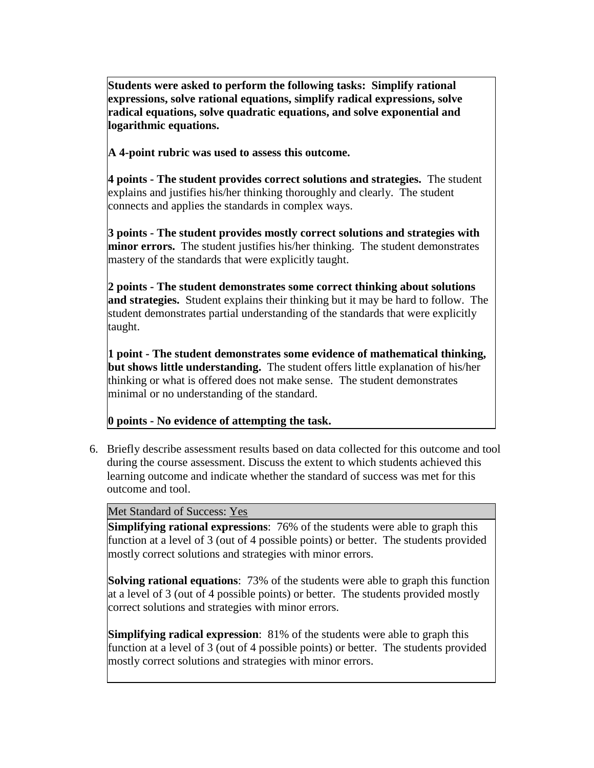**Students were asked to perform the following tasks: Simplify rational expressions, solve rational equations, simplify radical expressions, solve radical equations, solve quadratic equations, and solve exponential and logarithmic equations.**

**A 4-point rubric was used to assess this outcome.**

**4 points - The student provides correct solutions and strategies.** The student explains and justifies his/her thinking thoroughly and clearly. The student connects and applies the standards in complex ways.

**3 points - The student provides mostly correct solutions and strategies with minor errors.** The student justifies his/her thinking. The student demonstrates mastery of the standards that were explicitly taught.

**2 points - The student demonstrates some correct thinking about solutions and strategies.** Student explains their thinking but it may be hard to follow. The student demonstrates partial understanding of the standards that were explicitly taught.

**1 point - The student demonstrates some evidence of mathematical thinking, but shows little understanding.** The student offers little explanation of his/her thinking or what is offered does not make sense. The student demonstrates minimal or no understanding of the standard.

**0 points - No evidence of attempting the task.**

6. Briefly describe assessment results based on data collected for this outcome and tool during the course assessment. Discuss the extent to which students achieved this learning outcome and indicate whether the standard of success was met for this outcome and tool.

Met Standard of Success: Yes

**Simplifying rational expressions**: 76% of the students were able to graph this function at a level of 3 (out of 4 possible points) or better. The students provided mostly correct solutions and strategies with minor errors.

**Solving rational equations**: 73% of the students were able to graph this function at a level of 3 (out of 4 possible points) or better. The students provided mostly correct solutions and strategies with minor errors.

**Simplifying radical expression**: 81% of the students were able to graph this function at a level of 3 (out of 4 possible points) or better. The students provided mostly correct solutions and strategies with minor errors.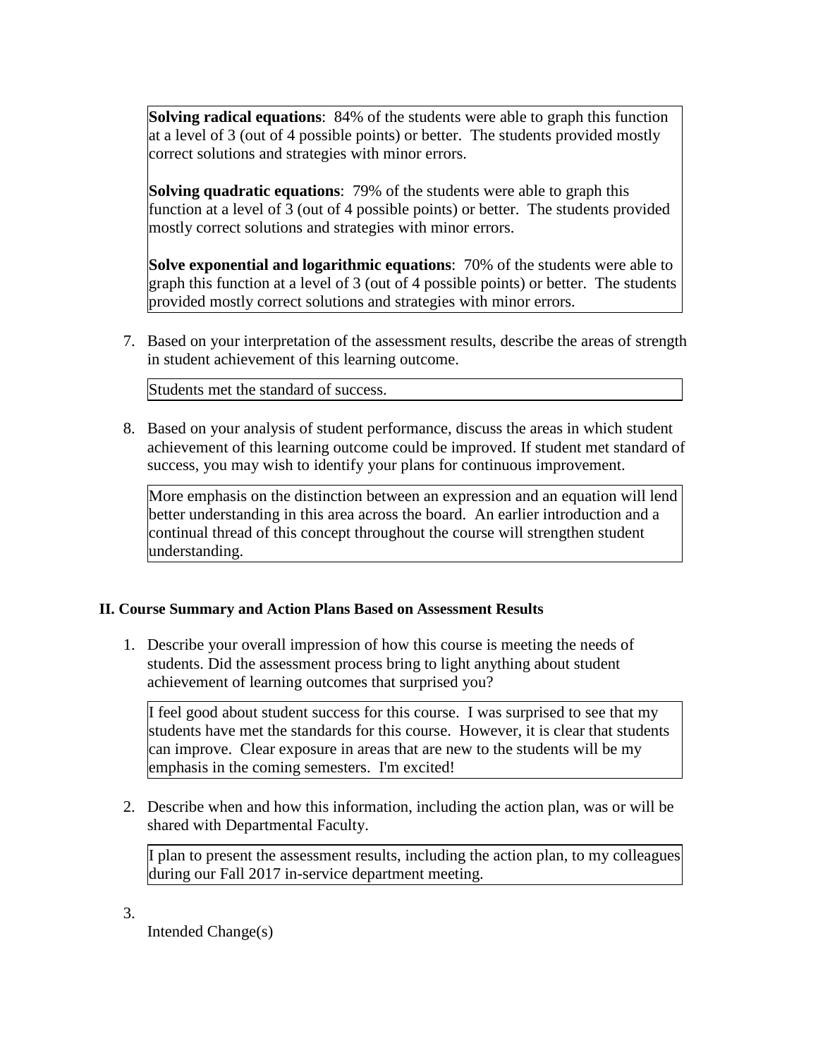**Solving radical equations**: 84% of the students were able to graph this function at a level of 3 (out of 4 possible points) or better. The students provided mostly correct solutions and strategies with minor errors.

**Solving quadratic equations**: 79% of the students were able to graph this function at a level of 3 (out of 4 possible points) or better. The students provided mostly correct solutions and strategies with minor errors.

**Solve exponential and logarithmic equations**: 70% of the students were able to graph this function at a level of 3 (out of 4 possible points) or better. The students provided mostly correct solutions and strategies with minor errors.

7. Based on your interpretation of the assessment results, describe the areas of strength in student achievement of this learning outcome.

Students met the standard of success.

8. Based on your analysis of student performance, discuss the areas in which student achievement of this learning outcome could be improved. If student met standard of success, you may wish to identify your plans for continuous improvement.

More emphasis on the distinction between an expression and an equation will lend better understanding in this area across the board. An earlier introduction and a continual thread of this concept throughout the course will strengthen student understanding.

### II. Course Summary and Action Plans Based on Assessment Results

1. Describe your overall impression of how this course is meeting the needs of students. Did the assessment process bring to light anything about student achievement of learning outcomes that surprised you?

I feel good about student success for this course. I was surprised to see that my students have met the standards for this course. However, it is clear that students can improve. Clear exposure in areas that are new to the students will be my emphasis in the coming semesters. I'm excited!

2. Describe when and how this information, including the action plan, was or will be shared with Departmental Faculty.

I plan to present the assessment results, including the action plan, to my colleagues during our Fall 2017 in-service department meeting.

3.

Intended Change(s)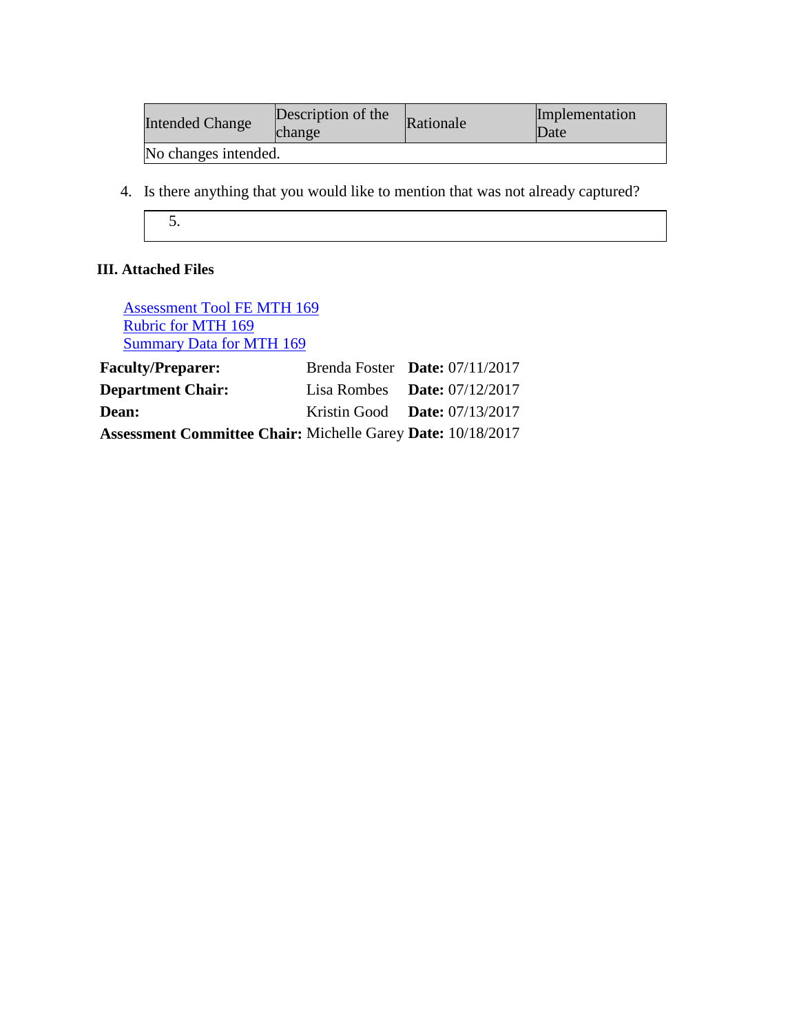| Intended Change | Description of the change | Rationale | Implementation Date |
| --- | --- | --- | --- |
| No changes intended. | | | |

4. Is there anything that you would like to mention that was not already captured?

| |
| --- |
| 5. |

### III. Attached Files

Assessment Tool FE MTH 169
Rubric for MTH 169
Summary Data for MTH 169

| | | |
| --- | --- | --- |
| **Faculty/Preparer:** | Brenda Foster | **Date:** 07/11/2017 |
| **Department Chair:** | Lisa Rombes | **Date:** 07/12/2017 |
| **Dean:** | Kristin Good | **Date:** 07/13/2017 |
| **Assessment Committee Chair:** | Michelle Garey | **Date:** 10/18/2017 |